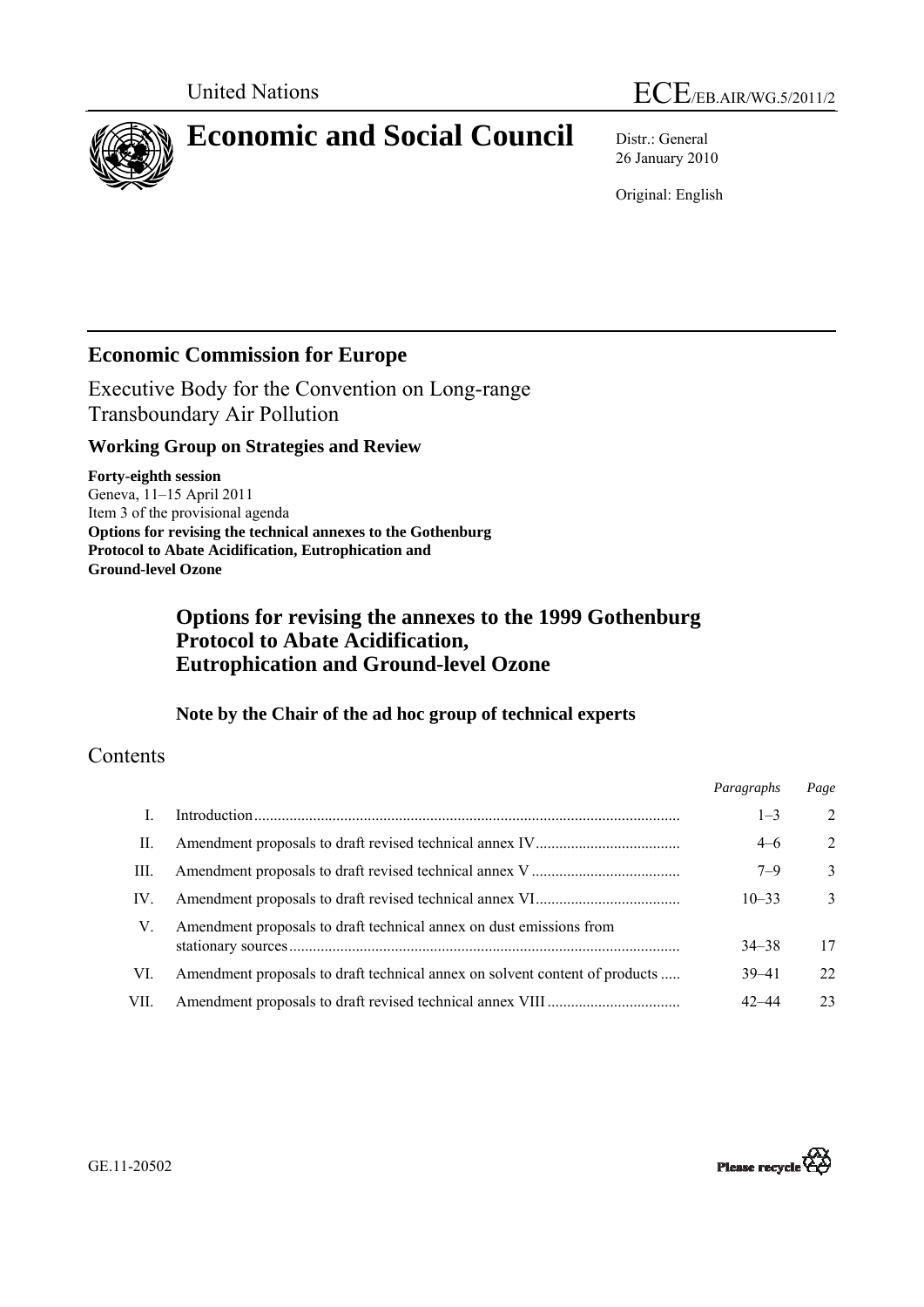United Nations ECE/EB.AIR/WG.5/2011/2

# Economic and Social Council

Distr.: General
26 January 2010

Original: English

## Economic Commission for Europe

Executive Body for the Convention on Long-range Transboundary Air Pollution

### Working Group on Strategies and Review

**Forty-eighth session**
Geneva, 11–15 April 2011
Item 3 of the provisional agenda
**Options for revising the technical annexes to the Gothenburg Protocol to Abate Acidification, Eutrophication and Ground-level Ozone**

## Options for revising the annexes to the 1999 Gothenburg Protocol to Abate Acidification, Eutrophication and Ground-level Ozone

### Note by the Chair of the ad hoc group of technical experts

## Contents

| | | *Paragraphs* | *Page* |
|---|---|---|---|
| I. | Introduction | 1–3 | 2 |
| II. | Amendment proposals to draft revised technical annex IV | 4–6 | 2 |
| III. | Amendment proposals to draft revised technical annex V | 7–9 | 3 |
| IV. | Amendment proposals to draft revised technical annex VI | 10–33 | 3 |
| V. | Amendment proposals to draft technical annex on dust emissions from stationary sources | 34–38 | 17 |
| VI. | Amendment proposals to draft technical annex on solvent content of products | 39–41 | 22 |
| VII. | Amendment proposals to draft revised technical annex VIII | 42–44 | 23 |

GE.11-20502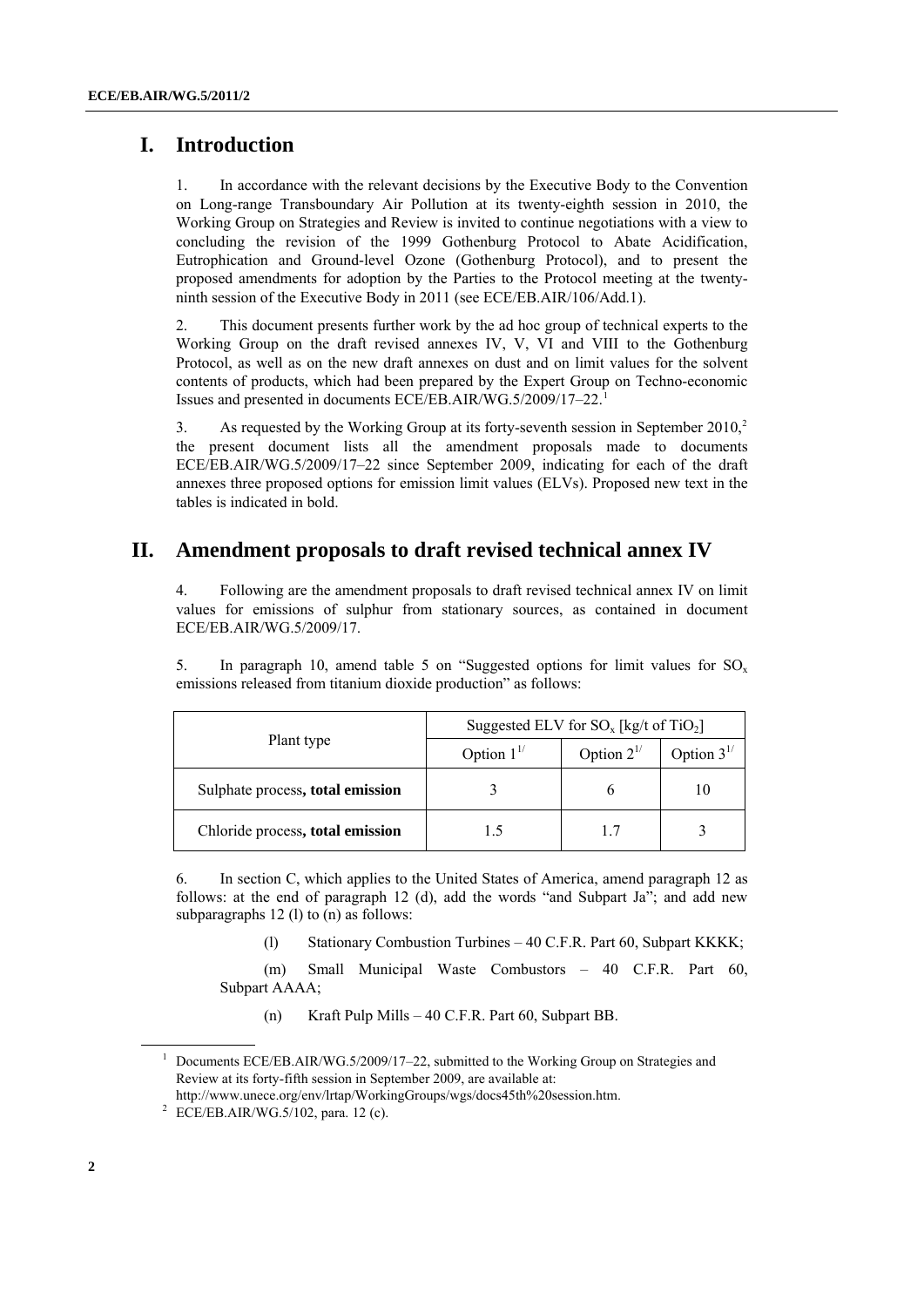# I. Introduction

1. In accordance with the relevant decisions by the Executive Body to the Convention on Long-range Transboundary Air Pollution at its twenty-eighth session in 2010, the Working Group on Strategies and Review is invited to continue negotiations with a view to concluding the revision of the 1999 Gothenburg Protocol to Abate Acidification, Eutrophication and Ground-level Ozone (Gothenburg Protocol), and to present the proposed amendments for adoption by the Parties to the Protocol meeting at the twenty-ninth session of the Executive Body in 2011 (see ECE/EB.AIR/106/Add.1).

2. This document presents further work by the ad hoc group of technical experts to the Working Group on the draft revised annexes IV, V, VI and VIII to the Gothenburg Protocol, as well as on the new draft annexes on dust and on limit values for the solvent contents of products, which had been prepared by the Expert Group on Techno-economic Issues and presented in documents ECE/EB.AIR/WG.5/2009/17–22.[1]

3. As requested by the Working Group at its forty-seventh session in September 2010,[2] the present document lists all the amendment proposals made to documents ECE/EB.AIR/WG.5/2009/17–22 since September 2009, indicating for each of the draft annexes three proposed options for emission limit values (ELVs). Proposed new text in the tables is indicated in bold.

# II. Amendment proposals to draft revised technical annex IV

4. Following are the amendment proposals to draft revised technical annex IV on limit values for emissions of sulphur from stationary sources, as contained in document ECE/EB.AIR/WG.5/2009/17.

5. In paragraph 10, amend table 5 on "Suggested options for limit values for $SO_x$ emissions released from titanium dioxide production" as follows:

| Plant type | Suggested ELV for $SO_x$ [kg/t of $TiO_2$] | | |
|---|---|---|---|
| | Option 1[1/] | Option 2[1/] | Option 3[1/] |
| Sulphate process**, total emission** | 3 | 6 | 10 |
| Chloride process**, total emission** | 1.5 | 1.7 | 3 |

6. In section C, which applies to the United States of America, amend paragraph 12 as follows: at the end of paragraph 12 (d), add the words "and Subpart Ja"; and add new subparagraphs 12 (l) to (n) as follows:

(l) Stationary Combustion Turbines – 40 C.F.R. Part 60, Subpart KKKK;

(m) Small Municipal Waste Combustors – 40 C.F.R. Part 60, Subpart AAAA;

(n) Kraft Pulp Mills – 40 C.F.R. Part 60, Subpart BB.

---

[1] Documents ECE/EB.AIR/WG.5/2009/17–22, submitted to the Working Group on Strategies and Review at its forty-fifth session in September 2009, are available at: http://www.unece.org/env/lrtap/WorkingGroups/wgs/docs45th%20session.htm.

[2] ECE/EB.AIR/WG.5/102, para. 12 (c).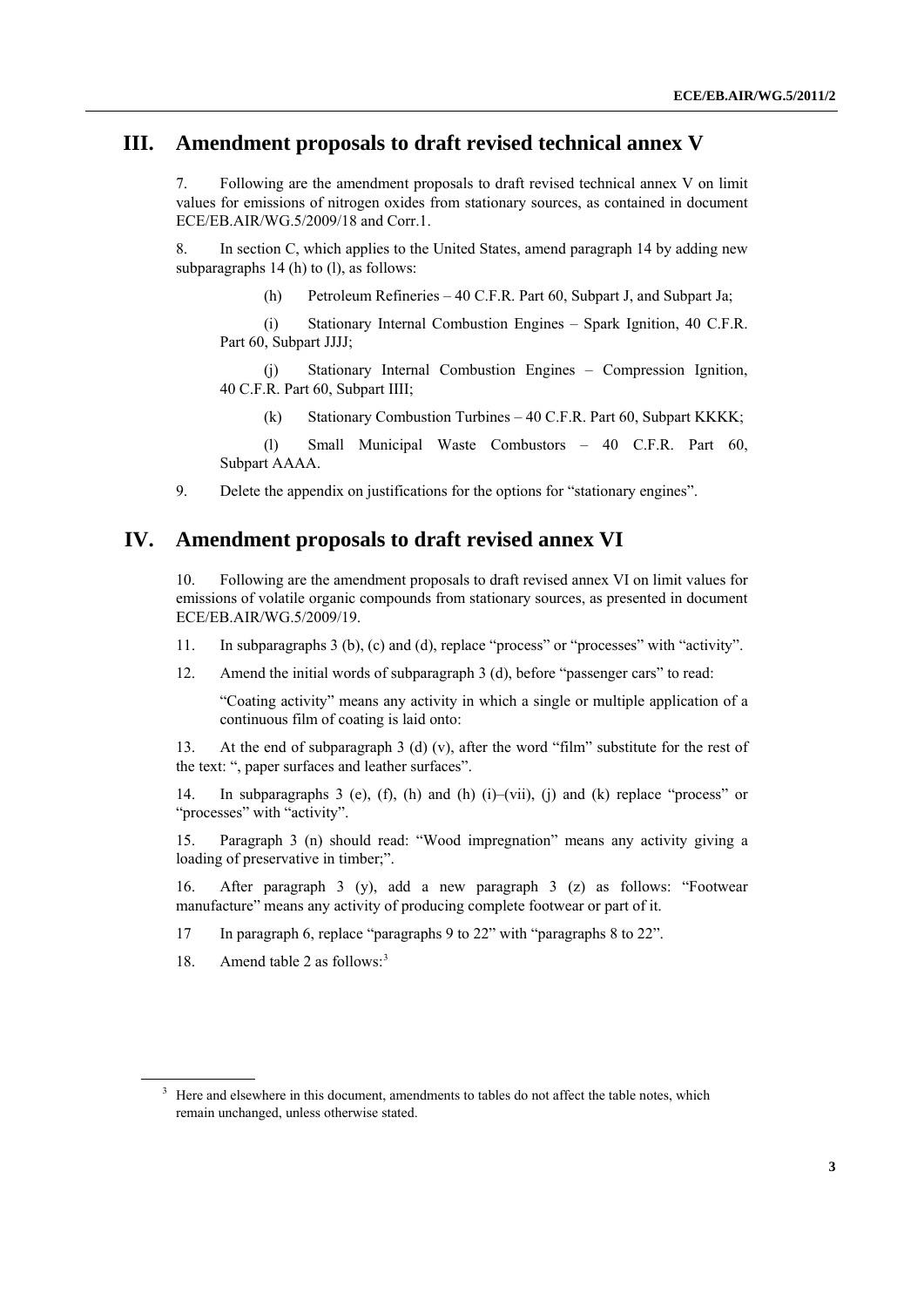## III. Amendment proposals to draft revised technical annex V

7. Following are the amendment proposals to draft revised technical annex V on limit values for emissions of nitrogen oxides from stationary sources, as contained in document ECE/EB.AIR/WG.5/2009/18 and Corr.1.

8. In section C, which applies to the United States, amend paragraph 14 by adding new subparagraphs 14 (h) to (l), as follows:

(h) Petroleum Refineries – 40 C.F.R. Part 60, Subpart J, and Subpart Ja;

(i) Stationary Internal Combustion Engines – Spark Ignition, 40 C.F.R. Part 60, Subpart JJJJ;

(j) Stationary Internal Combustion Engines – Compression Ignition, 40 C.F.R. Part 60, Subpart IIII;

(k) Stationary Combustion Turbines – 40 C.F.R. Part 60, Subpart KKKK;

(l) Small Municipal Waste Combustors – 40 C.F.R. Part 60, Subpart AAAA.

9. Delete the appendix on justifications for the options for "stationary engines".

## IV. Amendment proposals to draft revised annex VI

10. Following are the amendment proposals to draft revised annex VI on limit values for emissions of volatile organic compounds from stationary sources, as presented in document ECE/EB.AIR/WG.5/2009/19.

11. In subparagraphs 3 (b), (c) and (d), replace "process" or "processes" with "activity".

12. Amend the initial words of subparagraph 3 (d), before "passenger cars" to read:

"Coating activity" means any activity in which a single or multiple application of a continuous film of coating is laid onto:

13. At the end of subparagraph 3 (d) (v), after the word "film" substitute for the rest of the text: ", paper surfaces and leather surfaces".

14. In subparagraphs 3 (e), (f), (h) and (h) (i)–(vii), (j) and (k) replace "process" or "processes" with "activity".

15. Paragraph 3 (n) should read: "Wood impregnation" means any activity giving a loading of preservative in timber;".

16. After paragraph 3 (y), add a new paragraph 3 (z) as follows: "Footwear manufacture" means any activity of producing complete footwear or part of it.

17 In paragraph 6, replace "paragraphs 9 to 22" with "paragraphs 8 to 22".

18. Amend table 2 as follows:[3]

[3] Here and elsewhere in this document, amendments to tables do not affect the table notes, which remain unchanged, unless otherwise stated.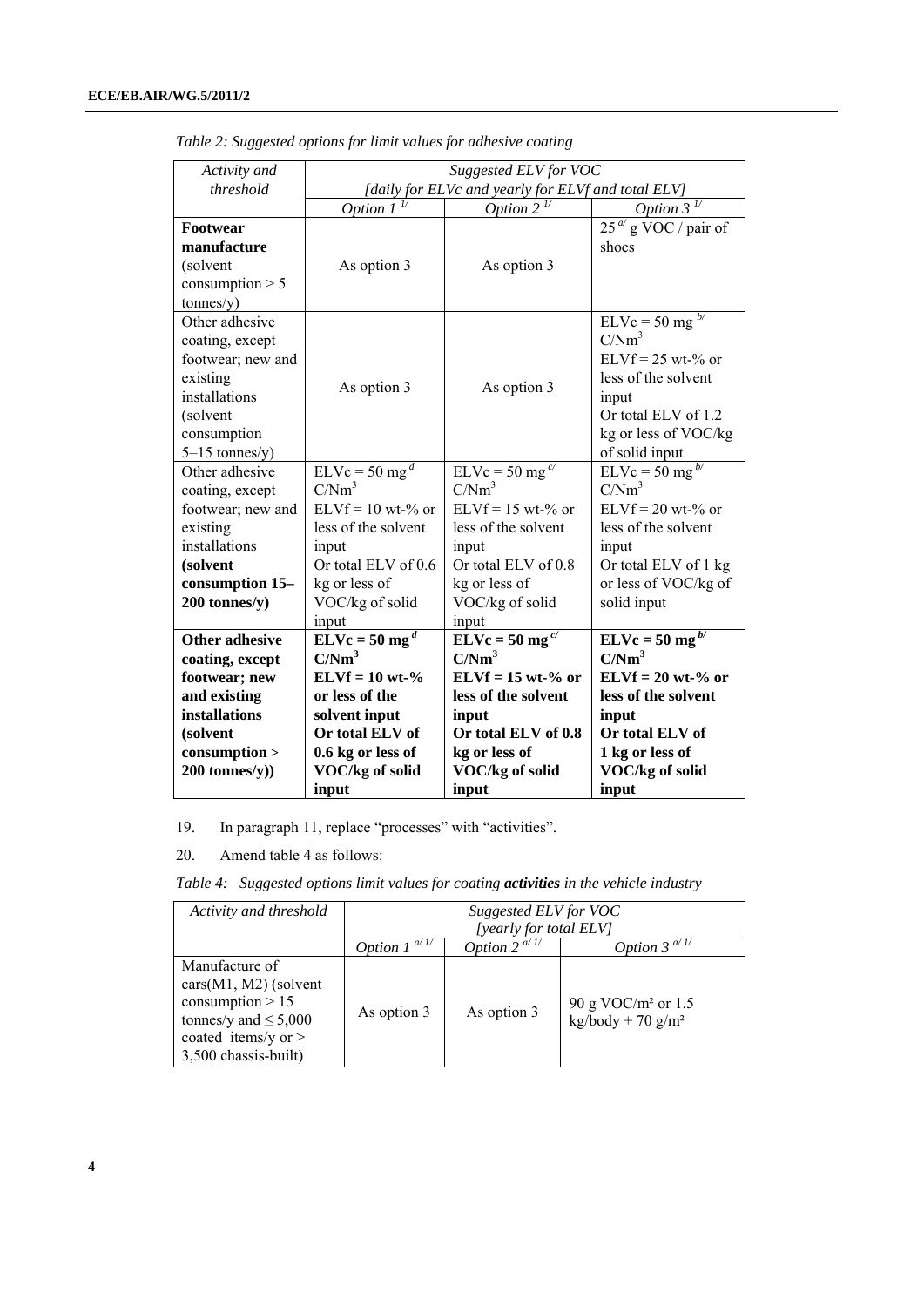*Table 2: Suggested options for limit values for adhesive coating*

| *Activity and threshold* | *Suggested ELV for VOC [daily for ELVc and yearly for ELVf and total ELV]* | | |
|---|---|---|---|
| | *Option 1* [1/] | *Option 2* [1/] | *Option 3* [1/] |
| **Footwear manufacture** (solvent consumption > 5 tonnes/y) | As option 3 | As option 3 | 25 [a/] g VOC / pair of shoes |
| Other adhesive coating, except footwear; new and existing installations (solvent consumption 5–15 tonnes/y) | As option 3 | As option 3 | ELVc = 50 mg [b/] C/Nm$^3$ ELVf = 25 wt-% or less of the solvent input Or total ELV of 1.2 kg or less of VOC/kg of solid input |
| Other adhesive coating, except footwear; new and existing installations **(solvent consumption 15–200 tonnes/y)** | ELVc = 50 mg [d] C/Nm$^3$ ELVf = 10 wt-% or less of the solvent input Or total ELV of 0.6 kg or less of VOC/kg of solid input | ELVc = 50 mg [c/] C/Nm$^3$ ELVf = 15 wt-% or less of the solvent input Or total ELV of 0.8 kg or less of VOC/kg of solid input | ELVc = 50 mg [b/] C/Nm$^3$ ELVf = 20 wt-% or less of the solvent input Or total ELV of 1 kg or less of VOC/kg of solid input |
| **Other adhesive coating, except footwear; new and existing installations (solvent consumption > 200 tonnes/y))** | **ELVc = 50 mg** [d] **C/Nm$^3$ ELVf = 10 wt-% or less of the solvent input Or total ELV of 0.6 kg or less of VOC/kg of solid input** | **ELVc = 50 mg** [c/] **C/Nm$^3$ ELVf = 15 wt-% or less of the solvent input Or total ELV of 0.8 kg or less of VOC/kg of solid input** | **ELVc = 50 mg** [b/] **C/Nm$^3$ ELVf = 20 wt-% or less of the solvent input Or total ELV of 1 kg or less of VOC/kg of solid input** |

19. In paragraph 11, replace "processes" with "activities".

20. Amend table 4 as follows:

*Table 4: Suggested options limit values for coating **activities** in the vehicle industry*

| *Activity and threshold* | *Suggested ELV for VOC [yearly for total ELV]* | | |
|---|---|---|---|
| | *Option 1* [a/ 1/] | *Option 2* [a/ 1/] | *Option 3* [a/ 1/] |
| Manufacture of cars(M1, M2) (solvent consumption > 15 tonnes/y and ≤ 5,000 coated items/y or > 3,500 chassis-built) | As option 3 | As option 3 | 90 g VOC/m² or 1.5 kg/body + 70 g/m² |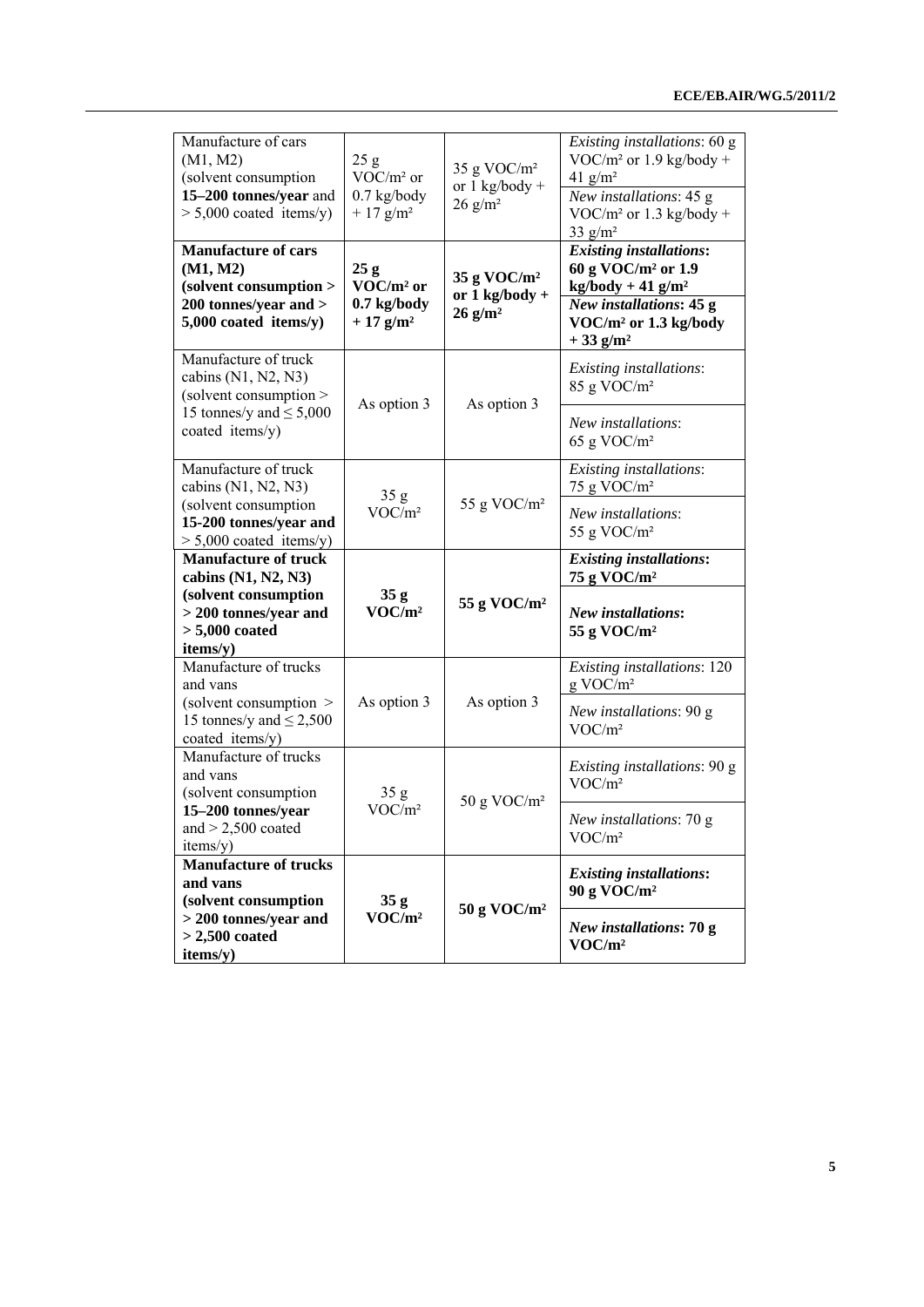| Manufacture of cars (M1, M2) (solvent consumption **15–200 tonnes/year** and > 5,000 coated items/y) | 25 g VOC/m² or 0.7 kg/body + 17 g/m² | 35 g VOC/m² or 1 kg/body + 26 g/m² | *Existing installations*: 60 g VOC/m² or 1.9 kg/body + 41 g/m² |
|---|---|---|---|
| | | | *New installations*: 45 g VOC/m² or 1.3 kg/body + 33 g/m² |
| **Manufacture of cars (M1, M2) (solvent consumption > 200 tonnes/year and > 5,000 coated items/y)** | **25 g VOC/m² or 0.7 kg/body + 17 g/m²** | **35 g VOC/m² or 1 kg/body + 26 g/m²** | ***Existing installations*: 60 g VOC/m² or 1.9 kg/body + 41 g/m²** |
| | | | ***New installations*: 45 g VOC/m² or 1.3 kg/body + 33 g/m²** |
| Manufacture of truck cabins (N1, N2, N3) (solvent consumption > 15 tonnes/y and ≤ 5,000 coated items/y) | As option 3 | As option 3 | *Existing installations*: 85 g VOC/m² |
| | | | *New installations*: 65 g VOC/m² |
| Manufacture of truck cabins (N1, N2, N3) (solvent consumption **15-200 tonnes/year and** > 5,000 coated items/y) | 35 g VOC/m² | 55 g VOC/m² | *Existing installations*: 75 g VOC/m² |
| | | | *New installations*: 55 g VOC/m² |
| **Manufacture of truck cabins (N1, N2, N3) (solvent consumption > 200 tonnes/year and > 5,000 coated items/y)** | **35 g VOC/m²** | **55 g VOC/m²** | ***Existing installations*: 75 g VOC/m²** |
| | | | ***New installations*: 55 g VOC/m²** |
| Manufacture of trucks and vans (solvent consumption > 15 tonnes/y and ≤ 2,500 coated items/y) | As option 3 | As option 3 | *Existing installations*: 120 g VOC/m² |
| | | | *New installations*: 90 g VOC/m² |
| Manufacture of trucks and vans (solvent consumption **15–200 tonnes/year** and > 2,500 coated items/y) | 35 g VOC/m² | 50 g VOC/m² | *Existing installations*: 90 g VOC/m² |
| | | | *New installations*: 70 g VOC/m² |
| **Manufacture of trucks and vans (solvent consumption > 200 tonnes/year and > 2,500 coated items/y)** | **35 g VOC/m²** | **50 g VOC/m²** | ***Existing installations*: 90 g VOC/m²** |
| | | | ***New installations*: 70 g VOC/m²** |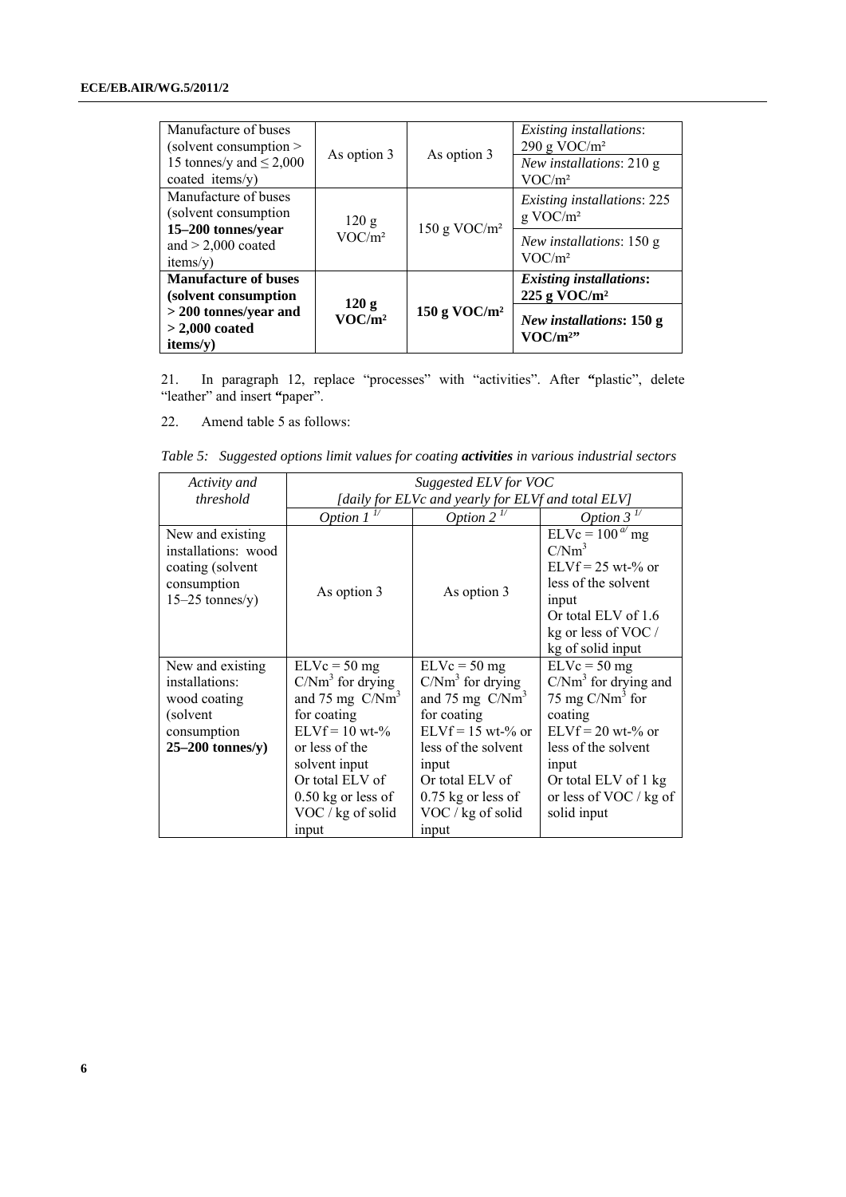| Manufacture of buses (solvent consumption > 15 tonnes/y and ≤ 2,000 coated items/y) | As option 3 | As option 3 | *Existing installations*: 290 g VOC/m² |
| --- | --- | --- | --- |
| | | | *New installations*: 210 g VOC/m² |
| Manufacture of buses (solvent consumption **15–200 tonnes/year** and > 2,000 coated items/y) | 120 g VOC/m² | 150 g VOC/m² | *Existing installations*: 225 g VOC/m² |
| | | | *New installations*: 150 g VOC/m² |
| **Manufacture of buses (solvent consumption > 200 tonnes/year and > 2,000 coated items/y)** | **120 g VOC/m²** | **150 g VOC/m²** | ***Existing installations*: 225 g VOC/m²** |
| | | | ***New installations*: 150 g VOC/m²"** |

21. In paragraph 12, replace "processes" with "activities". After **"**plastic", delete "leather" and insert **"**paper".

22. Amend table 5 as follows:

*Table 5: Suggested options limit values for coating **activities** in various industrial sectors*

| *Activity and threshold* | *Suggested ELV for VOC [daily for ELVc and yearly for ELVf and total ELV]* | | |
| --- | --- | --- | --- |
| | *Option 1* [1/] | *Option 2* [1/] | *Option 3* [1/] |
| New and existing installations: wood coating (solvent consumption 15–25 tonnes/y) | As option 3 | As option 3 | ELVc = 100 [a/] mg C/Nm³<br>ELVf = 25 wt-% or less of the solvent input<br>Or total ELV of 1.6 kg or less of VOC / kg of solid input |
| New and existing installations: wood coating (solvent consumption **25–200 tonnes/y)** | ELVc = 50 mg C/Nm³ for drying and 75 mg C/Nm³ for coating<br>ELVf = 10 wt-% or less of the solvent input<br>Or total ELV of 0.50 kg or less of VOC / kg of solid input | ELVc = 50 mg C/Nm³ for drying and 75 mg C/Nm³ for coating<br>ELVf = 15 wt-% or less of the solvent input<br>Or total ELV of 0.75 kg or less of VOC / kg of solid input | ELVc = 50 mg C/Nm³ for drying and 75 mg C/Nm³ for coating<br>ELVf = 20 wt-% or less of the solvent input<br>Or total ELV of 1 kg or less of VOC / kg of solid input |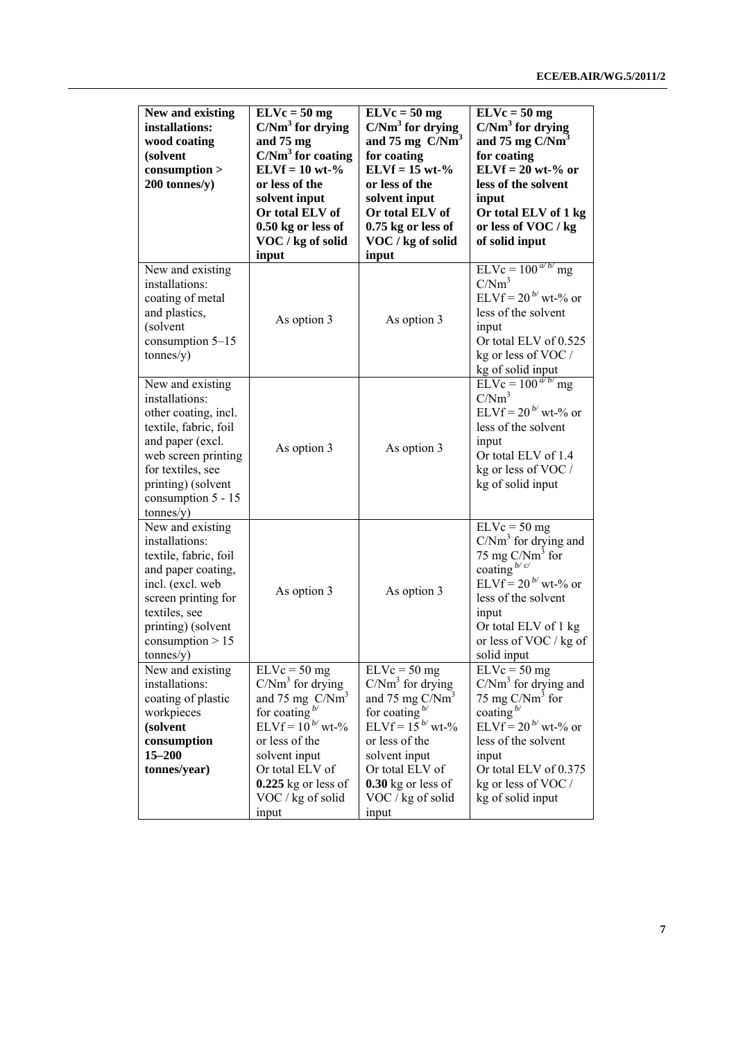| **New and existing installations: wood coating (solvent consumption > 200 tonnes/y)** | **ELVc = 50 mg C/Nm$^3$ for drying and 75 mg C/Nm$^3$ for coating ELVf = 10 wt-% or less of the solvent input Or total ELV of 0.50 kg or less of VOC / kg of solid input** | **ELVc = 50 mg C/Nm$^3$ for drying and 75 mg C/Nm$^3$ for coating ELVf = 15 wt-% or less of the solvent input Or total ELV of 0.75 kg or less of VOC / kg of solid input** | **ELVc = 50 mg C/Nm$^3$ for drying and 75 mg C/Nm$^3$ for coating ELVf = 20 wt-% or less of the solvent input Or total ELV of 1 kg or less of VOC / kg of solid input** |
|---|---|---|---|
| New and existing installations: coating of metal and plastics, (solvent consumption 5–15 tonnes/y) | As option 3 | As option 3 | ELVc = 100 [a/ b/] mg C/Nm$^3$ ELVf = 20 [b/] wt-% or less of the solvent input Or total ELV of 0.525 kg or less of VOC / kg of solid input |
| New and existing installations: other coating, incl. textile, fabric, foil and paper (excl. web screen printing for textiles, see printing) (solvent consumption 5 - 15 tonnes/y) | As option 3 | As option 3 | ELVc = 100 [a/ b/] mg C/Nm$^3$ ELVf = 20 [b/] wt-% or less of the solvent input Or total ELV of 1.4 kg or less of VOC / kg of solid input |
| New and existing installations: textile, fabric, foil and paper coating, incl. (excl. web screen printing for textiles, see printing) (solvent consumption > 15 tonnes/y) | As option 3 | As option 3 | ELVc = 50 mg C/Nm$^3$ for drying and 75 mg C/Nm$^3$ for coating [b/ c/] ELVf = 20 [b/] wt-% or less of the solvent input Or total ELV of 1 kg or less of VOC / kg of solid input |
| New and existing installations: coating of plastic workpieces **(solvent consumption 15–200 tonnes/year)** | ELVc = 50 mg C/Nm$^3$ for drying and 75 mg C/Nm$^3$ for coating [b/] ELVf = 10 [b/] wt-% or less of the solvent input Or total ELV of **0.225** kg or less of VOC / kg of solid input | ELVc = 50 mg C/Nm$^3$ for drying and 75 mg C/Nm$^3$ for coating [b/] ELVf = 15 [b/] wt-% or less of the solvent input Or total ELV of **0.30** kg or less of VOC / kg of solid input | ELVc = 50 mg C/Nm$^3$ for drying and 75 mg C/Nm$^3$ for coating [b/] ELVf = 20 [b/] wt-% or less of the solvent input Or total ELV of 0.375 kg or less of VOC / kg of solid input |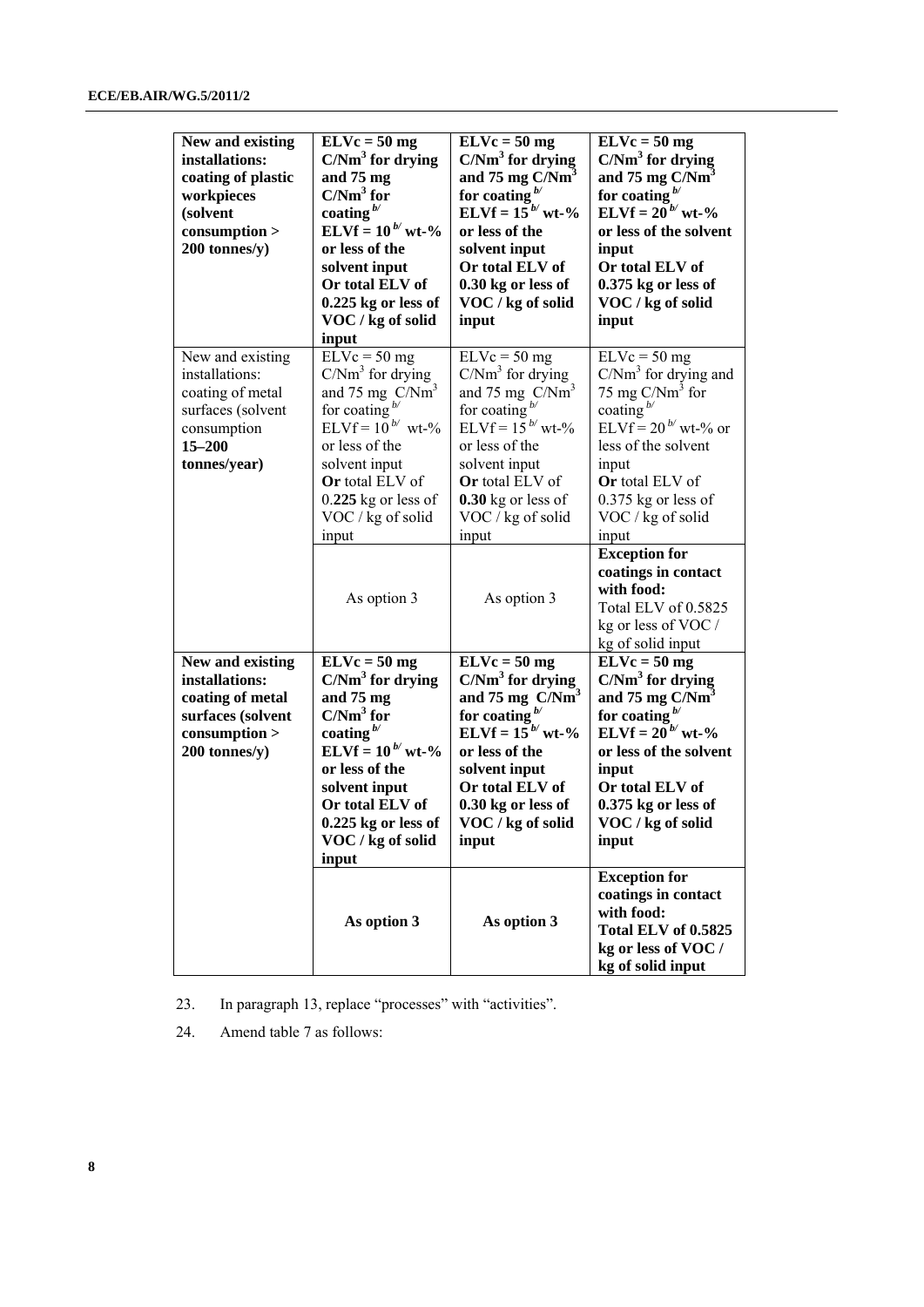| **New and existing installations: coating of plastic workpieces (solvent consumption > 200 tonnes/y)** | **ELVc = 50 mg C/Nm$^3$ for drying and 75 mg C/Nm$^3$ for coating** [b/] **ELVf = 10** [b/] **wt-% or less of the solvent input Or total ELV of 0.225 kg or less of VOC / kg of solid input** | **ELVc = 50 mg C/Nm$^3$ for drying and 75 mg C/Nm$^3$ for coating** [b/] **ELVf = 15** [b/] **wt-% or less of the solvent input Or total ELV of 0.30 kg or less of VOC / kg of solid input** | **ELVc = 50 mg C/Nm$^3$ for drying and 75 mg C/Nm$^3$ for coating** [b/] **ELVf = 20** [b/] **wt-% or less of the solvent input Or total ELV of 0.375 kg or less of VOC / kg of solid input** |
|---|---|---|---|
| New and existing installations: coating of metal surfaces (solvent consumption **15–200 tonnes/year)** | ELVc = 50 mg C/Nm$^3$ for drying and 75 mg C/Nm$^3$ for coating [b/] ELVf = 10 [b/] wt-% or less of the solvent input **Or** total ELV of 0.**225** kg or less of VOC / kg of solid input | ELVc = 50 mg C/Nm$^3$ for drying and 75 mg C/Nm$^3$ for coating [b/] ELVf = 15 [b/] wt-% or less of the solvent input **Or** total ELV of **0.30** kg or less of VOC / kg of solid input | ELVc = 50 mg C/Nm$^3$ for drying and 75 mg C/Nm$^3$ for coating [b/] ELVf = 20 [b/] wt-% or less of the solvent input **Or** total ELV of 0.375 kg or less of VOC / kg of solid input |
| | As option 3 | As option 3 | **Exception for coatings in contact with food:** Total ELV of 0.5825 kg or less of VOC / kg of solid input |
| **New and existing installations: coating of metal surfaces (solvent consumption > 200 tonnes/y)** | **ELVc = 50 mg C/Nm$^3$ for drying and 75 mg C/Nm$^3$ for coating** [b/] **ELVf = 10** [b/] **wt-% or less of the solvent input Or total ELV of 0.225 kg or less of VOC / kg of solid input** | **ELVc = 50 mg C/Nm$^3$ for drying and 75 mg C/Nm$^3$ for coating** [b/] **ELVf = 15** [b/] **wt-% or less of the solvent input Or total ELV of 0.30 kg or less of VOC / kg of solid input** | **ELVc = 50 mg C/Nm$^3$ for drying and 75 mg C/Nm$^3$ for coating** [b/] **ELVf = 20** [b/] **wt-% or less of the solvent input Or total ELV of 0.375 kg or less of VOC / kg of solid input** |
| | **As option 3** | **As option 3** | **Exception for coatings in contact with food: Total ELV of 0.5825 kg or less of VOC / kg of solid input** |

23. In paragraph 13, replace "processes" with "activities".

24. Amend table 7 as follows: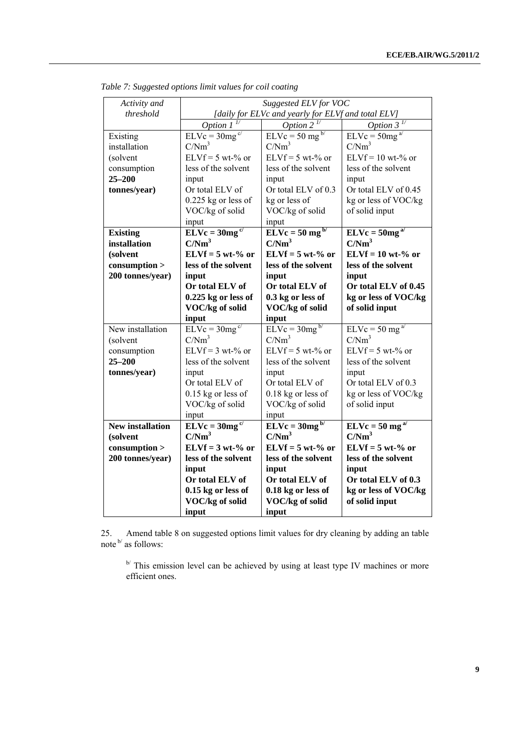*Table 7: Suggested options limit values for coil coating*

| *Activity and threshold* | *Suggested ELV for VOC [daily for ELVc and yearly for ELVf and total ELV]* | | |
|---|---|---|---|
| | *Option 1* [1/] | *Option 2* [1/] | *Option 3* [1/] |
| Existing installation (solvent consumption **25–200 tonnes/year)** | ELVc = 30mg [c/] C/Nm$^3$ ELVf = 5 wt-% or less of the solvent input Or total ELV of 0.225 kg or less of VOC/kg of solid input | ELVc = 50 mg [b/] C/Nm$^3$ ELVf = 5 wt-% or less of the solvent input Or total ELV of 0.3 kg or less of VOC/kg of solid input | ELVc = 50mg [a/] C/Nm$^3$ ELVf = 10 wt-% or less of the solvent input Or total ELV of 0.45 kg or less of VOC/kg of solid input |
| **Existing installation (solvent consumption > 200 tonnes/year)** | **ELVc = 30mg** [c/] **C/Nm$^3$ ELVf = 5 wt-% or less of the solvent input Or total ELV of 0.225 kg or less of VOC/kg of solid input** | **ELVc = 50 mg** [b/] **C/Nm$^3$ ELVf = 5 wt-% or less of the solvent input Or total ELV of 0.3 kg or less of VOC/kg of solid input** | **ELVc = 50mg** [a/] **C/Nm$^3$ ELVf = 10 wt-% or less of the solvent input Or total ELV of 0.45 kg or less of VOC/kg of solid input** |
| New installation (solvent consumption **25–200 tonnes/year)** | ELVc = 30mg [c/] C/Nm$^3$ ELVf = 3 wt-% or less of the solvent input Or total ELV of 0.15 kg or less of VOC/kg of solid input | ELVc = 30mg [b/] C/Nm$^3$ ELVf = 5 wt-% or less of the solvent input Or total ELV of 0.18 kg or less of VOC/kg of solid input | ELVc = 50 mg [a/] C/Nm$^3$ ELVf = 5 wt-% or less of the solvent input Or total ELV of 0.3 kg or less of VOC/kg of solid input |
| **New installation (solvent consumption > 200 tonnes/year)** | **ELVc = 30mg** [c/] **C/Nm$^3$ ELVf = 3 wt-% or less of the solvent input Or total ELV of 0.15 kg or less of VOC/kg of solid input** | **ELVc = 30mg** [b/] **C/Nm$^3$ ELVf = 5 wt-% or less of the solvent input Or total ELV of 0.18 kg or less of VOC/kg of solid input** | **ELVc = 50 mg** [a/] **C/Nm$^3$ ELVf = 5 wt-% or less of the solvent input Or total ELV of 0.3 kg or less of VOC/kg of solid input** |

25. Amend table 8 on suggested options limit values for dry cleaning by adding an table note [b/] as follows:

> [b/] This emission level can be achieved by using at least type IV machines or more efficient ones.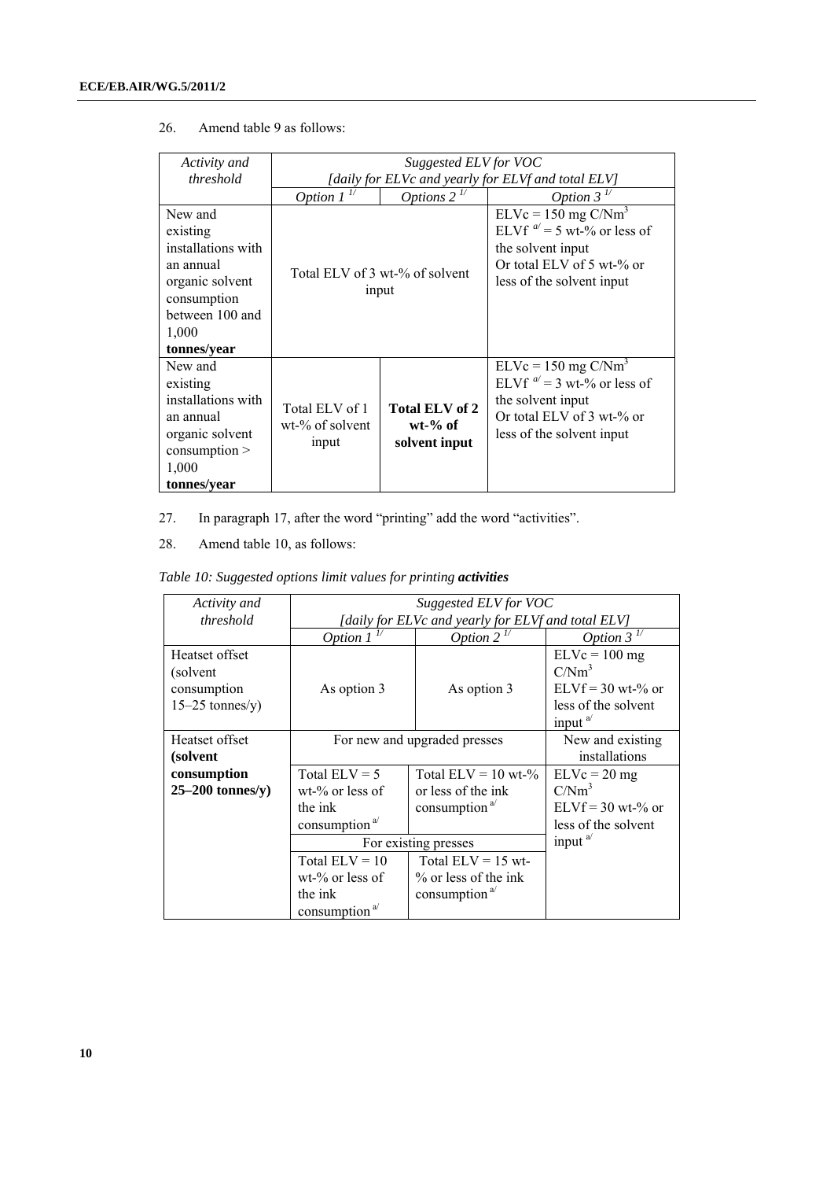26. Amend table 9 as follows:

| *Activity and threshold* | *Suggested ELV for VOC [daily for ELVc and yearly for ELVf and total ELV]* | | |
|---|---|---|---|
| | *Option 1* [1/] | *Options 2* [1/] | *Option 3* [1/] |
| New and existing installations with an annual organic solvent consumption between 100 and 1,000 **tonnes/year** | Total ELV of 3 wt-% of solvent input | | ELVc = 150 mg C/$Nm^3$ ELVf [a/] = 5 wt-% or less of the solvent input Or total ELV of 5 wt-% or less of the solvent input |
| New and existing installations with an annual organic solvent consumption > 1,000 **tonnes/year** | Total ELV of 1 wt-% of solvent input | **Total ELV of 2 wt-% of solvent input** | ELVc = 150 mg C/$Nm^3$ ELVf [a/] = 3 wt-% or less of the solvent input Or total ELV of 3 wt-% or less of the solvent input |

27. In paragraph 17, after the word "printing" add the word "activities".

28. Amend table 10, as follows:

*Table 10: Suggested options limit values for printing* ***activities***

| *Activity and threshold* | *Suggested ELV for VOC [daily for ELVc and yearly for ELVf and total ELV]* | | |
|---|---|---|---|
| | *Option 1* [1/] | *Option 2* [1/] | *Option 3* [1/] |
| Heatset offset (solvent consumption 15–25 tonnes/y) | As option 3 | As option 3 | ELVc = 100 mg C/$Nm^3$ ELVf = 30 wt-% or less of the solvent input [a/] |
| Heatset offset **(solvent consumption 25–200 tonnes/y)** | For new and upgraded presses | | New and existing installations |
| | Total ELV = 5 wt-% or less of the ink consumption [a/] | Total ELV = 10 wt-% or less of the ink consumption [a/] | ELVc = 20 mg C/$Nm^3$ ELVf = 30 wt-% or less of the solvent input [a/] |
| | For existing presses | | |
| | Total ELV = 10 wt-% or less of the ink consumption [a/] | Total ELV = 15 wt-% or less of the ink consumption [a/] | |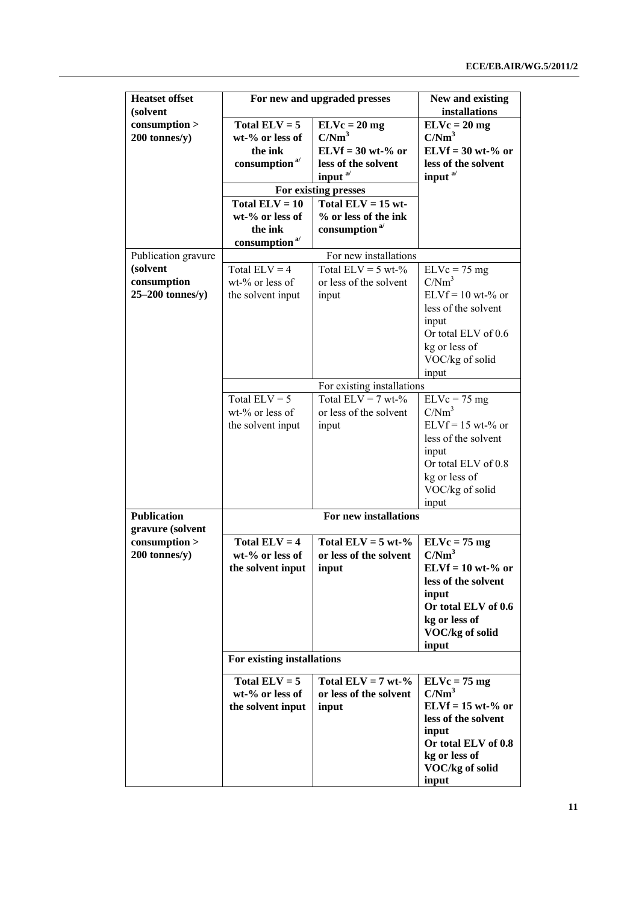| **Heatset offset (solvent consumption > 200 tonnes/y)** | **For new and upgraded presses** | | **New and existing installations** |
|---|---|---|---|
| | **Total ELV = 5 wt-% or less of the ink consumption** [a/] | **ELVc = 20 mg C/Nm$^3$ ELVf = 30 wt-% or less of the solvent input** [a/] | **ELVc = 20 mg C/Nm$^3$ ELVf = 30 wt-% or less of the solvent input** [a/] |
| | **For existing presses** | | |
| | **Total ELV = 10 wt-% or less of the ink consumption** [a/] | **Total ELV = 15 wt-% or less of the ink consumption** [a/] | |
| Publication gravure **(solvent consumption 25–200 tonnes/y)** | For new installations | | |
| | Total ELV = 4 wt-% or less of the solvent input | Total ELV = 5 wt-% or less of the solvent input | ELVc = 75 mg C/Nm$^3$ ELVf = 10 wt-% or less of the solvent input Or total ELV of 0.6 kg or less of VOC/kg of solid input |
| | For existing installations | | |
| | Total ELV = 5 wt-% or less of the solvent input | Total ELV = 7 wt-% or less of the solvent input | ELVc = 75 mg C/Nm$^3$ ELVf = 15 wt-% or less of the solvent input Or total ELV of 0.8 kg or less of VOC/kg of solid input |
| **Publication gravure (solvent consumption > 200 tonnes/y)** | **For new installations** | | |
| | **Total ELV = 4 wt-% or less of the solvent input** | **Total ELV = 5 wt-% or less of the solvent input** | **ELVc = 75 mg C/Nm$^3$ ELVf = 10 wt-% or less of the solvent input Or total ELV of 0.6 kg or less of VOC/kg of solid input** |
| | **For existing installations** | | |
| | **Total ELV = 5 wt-% or less of the solvent input** | **Total ELV = 7 wt-% or less of the solvent input** | **ELVc = 75 mg C/Nm$^3$ ELVf = 15 wt-% or less of the solvent input Or total ELV of 0.8 kg or less of VOC/kg of solid input** |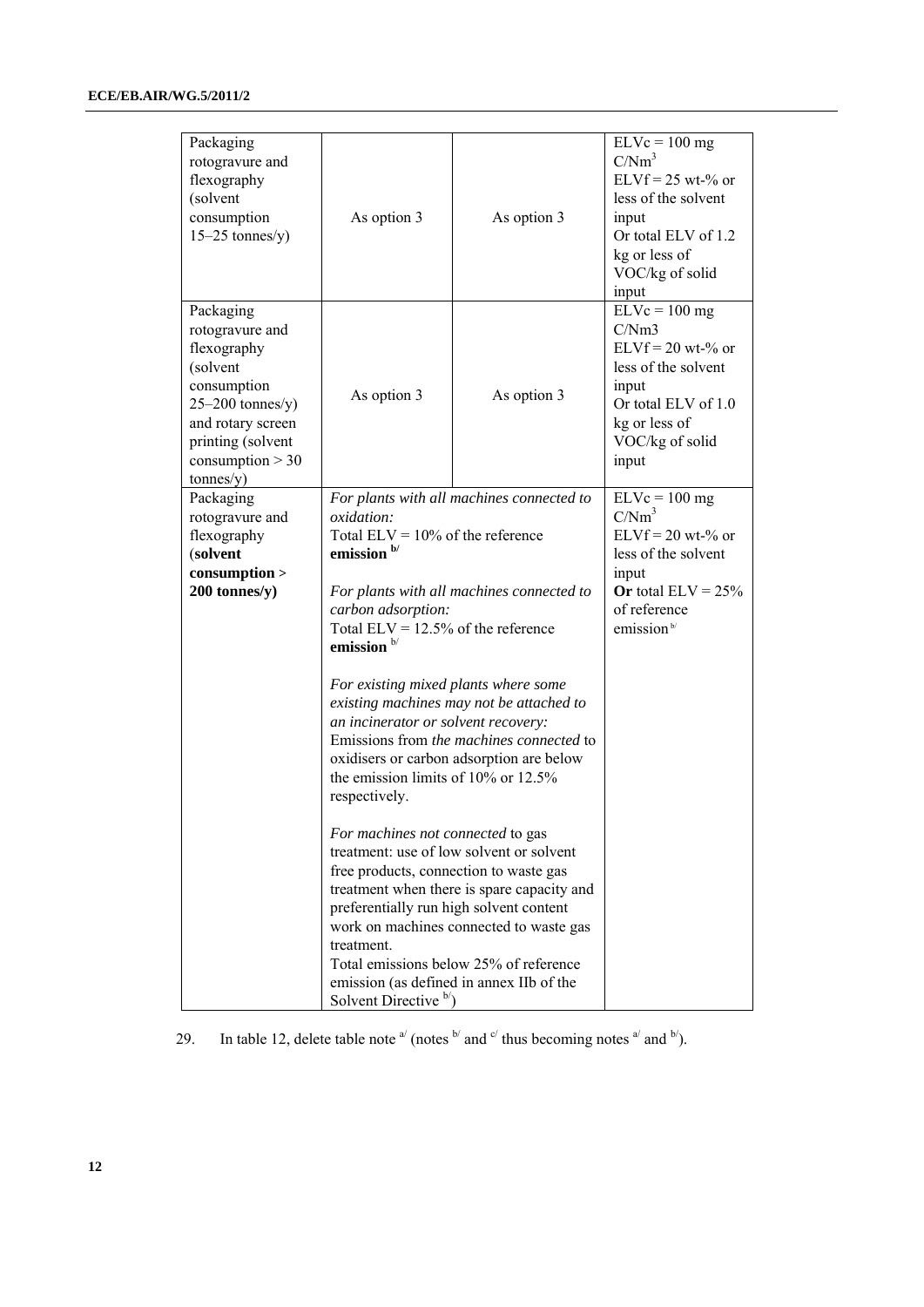| | | | |
|---|---|---|---|
| Packaging rotogravure and flexography (solvent consumption 15–25 tonnes/y) | As option 3 | As option 3 | ELVc = 100 mg C/Nm[3]<br>ELVf = 25 wt-% or less of the solvent input<br>Or total ELV of 1.2 kg or less of VOC/kg of solid input |
| Packaging rotogravure and flexography (solvent consumption 25–200 tonnes/y) and rotary screen printing (solvent consumption > 30 tonnes/y) | As option 3 | As option 3 | ELVc = 100 mg C/Nm3<br>ELVf = 20 wt-% or less of the solvent input<br>Or total ELV of 1.0 kg or less of VOC/kg of solid input |
| Packaging rotogravure and flexography (**solvent consumption > 200 tonnes/y)** | *For plants with all machines connected to oxidation:*<br>Total ELV = 10% of the reference **emission** [b/]<br><br>*For plants with all machines connected to carbon adsorption:*<br>Total ELV = 12.5% of the reference **emission** [b/]<br><br>*For existing mixed plants where some existing machines may not be attached to an incinerator or solvent recovery:*<br>Emissions from *the machines connected* to oxidisers or carbon adsorption are below the emission limits of 10% or 12.5% respectively.<br><br>*For machines not connected* to gas treatment: use of low solvent or solvent free products, connection to waste gas treatment when there is spare capacity and preferentially run high solvent content work on machines connected to waste gas treatment.<br>Total emissions below 25% of reference emission (as defined in annex IIb of the Solvent Directive [b/]) | | ELVc = 100 mg C/Nm[3]<br>ELVf = 20 wt-% or less of the solvent input<br>**Or** total ELV = 25% of reference emission [b/] |

29. In table 12, delete table note [a/] (notes [b/] and [c/] thus becoming notes [a/] and [b/]).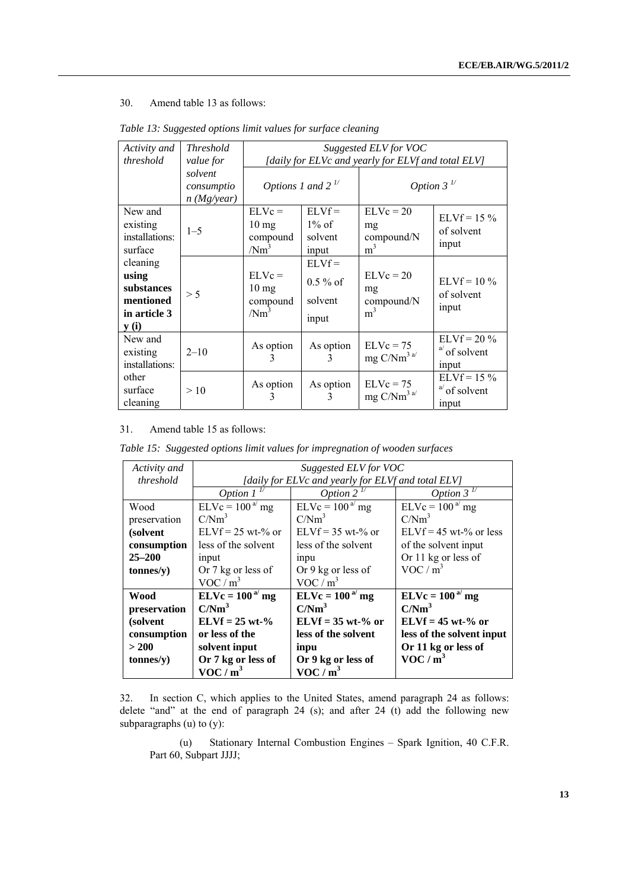30. Amend table 13 as follows:

*Table 13: Suggested options limit values for surface cleaning*

| *Activity and threshold* | *Threshold value for solvent consumption (Mg/year)* | *Suggested ELV for VOC [daily for ELVc and yearly for ELVf and total ELV]* | | | |
|---|---|---|---|---|---|
| | | *Options 1 and 2* [1/] | | *Option 3* [1/] | |
| New and existing installations: surface cleaning **using substances mentioned in article 3 y (i)** | 1–5 | ELVc = 10 mg compound /$Nm^3$ | ELVf = 1% of solvent input | ELVc = 20 mg compound/N$m^3$ | ELVf = 15 % of solvent input |
| | > 5 | ELVc = 10 mg compound /$Nm^3$ | ELVf = 0.5 % of solvent input | ELVc = 20 mg compound/N$m^3$ | ELVf = 10 % of solvent input |
| New and existing installations: other surface cleaning | 2–10 | As option 3 | As option 3 | ELVc = 75 mg C/$Nm^3$ [a/] | ELVf = 20 % [a/] of solvent input |
| | > 10 | As option 3 | As option 3 | ELVc = 75 mg C/$Nm^3$ [a/] | ELVf = 15 % [a/] of solvent input |

31. Amend table 15 as follows:

*Table 15: Suggested options limit values for impregnation of wooden surfaces*

| *Activity and threshold* | *Suggested ELV for VOC [daily for ELVc and yearly for ELVf and total ELV]* | | |
|---|---|---|---|
| | *Option 1* [1/] | *Option 2* [1/] | *Option 3* [1/] |
| Wood preservation **(solvent consumption 25–200 tonnes/y)** | ELVc = 100 [a/] mg C/$Nm^3$ ELVf = 25 wt-% or less of the solvent input Or 7 kg or less of VOC / $m^3$ | ELVc = 100 [a/] mg C/$Nm^3$ ELVf = 35 wt-% or less of the solvent inpu Or 9 kg or less of VOC / $m^3$ | ELVc = 100 [a/] mg C/$Nm^3$ ELVf = 45 wt-% or less of the solvent input Or 11 kg or less of VOC / $m^3$ |
| **Wood preservation (solvent consumption > 200 tonnes/y)** | **ELVc = 100 [a/] mg C/$Nm^3$ ELVf = 25 wt-% or less of the solvent input Or 7 kg or less of VOC / $m^3$** | **ELVc = 100 [a/] mg C/$Nm^3$ ELVf = 35 wt-% or less of the solvent inpu Or 9 kg or less of VOC / $m^3$** | **ELVc = 100 [a/] mg C/$Nm^3$ ELVf = 45 wt-% or less of the solvent input Or 11 kg or less of VOC / $m^3$** |

32. In section C, which applies to the United States, amend paragraph 24 as follows: delete "and" at the end of paragraph 24 (s); and after 24 (t) add the following new subparagraphs (u) to (y):

(u) Stationary Internal Combustion Engines – Spark Ignition, 40 C.F.R. Part 60, Subpart JJJJ;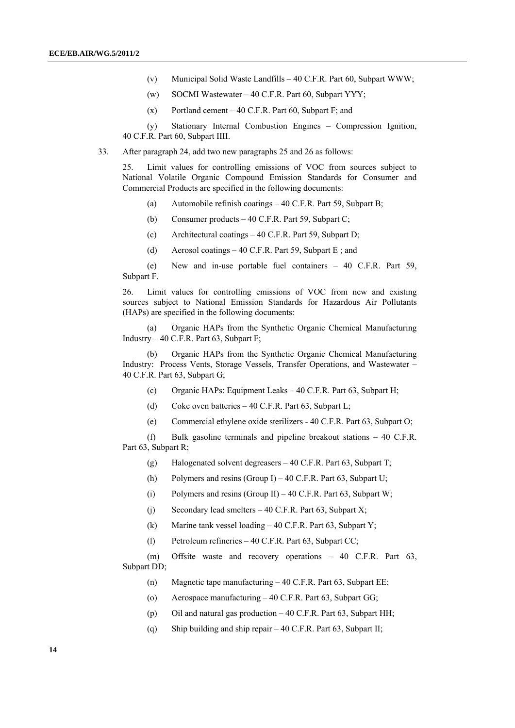(v) Municipal Solid Waste Landfills – 40 C.F.R. Part 60, Subpart WWW;

(w) SOCMI Wastewater – 40 C.F.R. Part 60, Subpart YYY;

(x) Portland cement – 40 C.F.R. Part 60, Subpart F; and

(y) Stationary Internal Combustion Engines – Compression Ignition, 40 C.F.R. Part 60, Subpart IIII.

33. After paragraph 24, add two new paragraphs 25 and 26 as follows:

25. Limit values for controlling emissions of VOC from sources subject to National Volatile Organic Compound Emission Standards for Consumer and Commercial Products are specified in the following documents:

(a) Automobile refinish coatings – 40 C.F.R. Part 59, Subpart B;

(b) Consumer products – 40 C.F.R. Part 59, Subpart C;

(c) Architectural coatings – 40 C.F.R. Part 59, Subpart D;

(d) Aerosol coatings – 40 C.F.R. Part 59, Subpart E ; and

(e) New and in-use portable fuel containers – 40 C.F.R. Part 59, Subpart F.

26. Limit values for controlling emissions of VOC from new and existing sources subject to National Emission Standards for Hazardous Air Pollutants (HAPs) are specified in the following documents:

(a) Organic HAPs from the Synthetic Organic Chemical Manufacturing Industry – 40 C.F.R. Part 63, Subpart F;

(b) Organic HAPs from the Synthetic Organic Chemical Manufacturing Industry: Process Vents, Storage Vessels, Transfer Operations, and Wastewater – 40 C.F.R. Part 63, Subpart G;

(c) Organic HAPs: Equipment Leaks – 40 C.F.R. Part 63, Subpart H;

(d) Coke oven batteries – 40 C.F.R. Part 63, Subpart L;

(e) Commercial ethylene oxide sterilizers - 40 C.F.R. Part 63, Subpart O;

(f) Bulk gasoline terminals and pipeline breakout stations – 40 C.F.R. Part 63, Subpart R;

(g) Halogenated solvent degreasers – 40 C.F.R. Part 63, Subpart T;

(h) Polymers and resins (Group I) – 40 C.F.R. Part 63, Subpart U;

(i) Polymers and resins (Group II) – 40 C.F.R. Part 63, Subpart W;

(j) Secondary lead smelters – 40 C.F.R. Part 63, Subpart X;

(k) Marine tank vessel loading – 40 C.F.R. Part 63, Subpart Y;

(l) Petroleum refineries – 40 C.F.R. Part 63, Subpart CC;

(m) Offsite waste and recovery operations – 40 C.F.R. Part 63, Subpart DD;

(n) Magnetic tape manufacturing – 40 C.F.R. Part 63, Subpart EE;

(o) Aerospace manufacturing – 40 C.F.R. Part 63, Subpart GG;

(p) Oil and natural gas production – 40 C.F.R. Part 63, Subpart HH;

(q) Ship building and ship repair – 40 C.F.R. Part 63, Subpart II;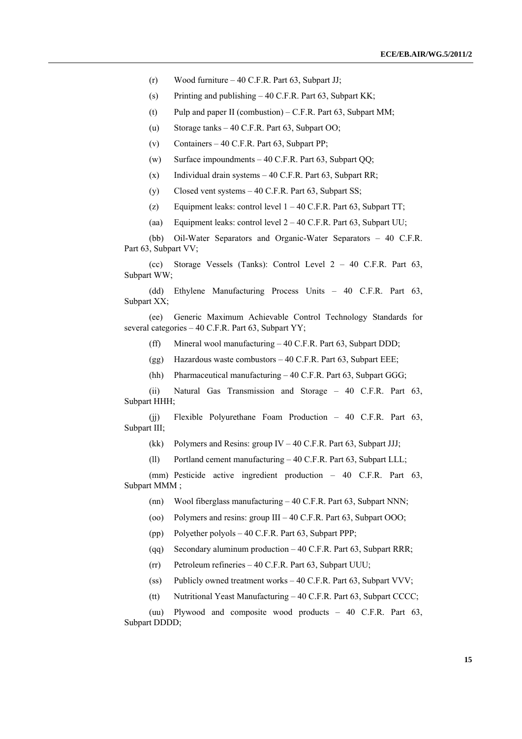(r) Wood furniture – 40 C.F.R. Part 63, Subpart JJ;

(s) Printing and publishing – 40 C.F.R. Part 63, Subpart KK;

(t) Pulp and paper II (combustion) – C.F.R. Part 63, Subpart MM;

(u) Storage tanks – 40 C.F.R. Part 63, Subpart OO;

(v) Containers – 40 C.F.R. Part 63, Subpart PP;

(w) Surface impoundments – 40 C.F.R. Part 63, Subpart QQ;

(x) Individual drain systems – 40 C.F.R. Part 63, Subpart RR;

(y) Closed vent systems – 40 C.F.R. Part 63, Subpart SS;

(z) Equipment leaks: control level 1 – 40 C.F.R. Part 63, Subpart TT;

(aa) Equipment leaks: control level 2 – 40 C.F.R. Part 63, Subpart UU;

(bb) Oil-Water Separators and Organic-Water Separators – 40 C.F.R. Part 63, Subpart VV;

(cc) Storage Vessels (Tanks): Control Level 2 – 40 C.F.R. Part 63, Subpart WW;

(dd) Ethylene Manufacturing Process Units – 40 C.F.R. Part 63, Subpart XX;

(ee) Generic Maximum Achievable Control Technology Standards for several categories – 40 C.F.R. Part 63, Subpart YY;

(ff) Mineral wool manufacturing – 40 C.F.R. Part 63, Subpart DDD;

(gg) Hazardous waste combustors – 40 C.F.R. Part 63, Subpart EEE;

(hh) Pharmaceutical manufacturing – 40 C.F.R. Part 63, Subpart GGG;

(ii) Natural Gas Transmission and Storage – 40 C.F.R. Part 63, Subpart HHH;

(jj) Flexible Polyurethane Foam Production – 40 C.F.R. Part 63, Subpart III;

(kk) Polymers and Resins: group IV – 40 C.F.R. Part 63, Subpart JJJ;

(ll) Portland cement manufacturing – 40 C.F.R. Part 63, Subpart LLL;

(mm) Pesticide active ingredient production – 40 C.F.R. Part 63, Subpart MMM ;

(nn) Wool fiberglass manufacturing – 40 C.F.R. Part 63, Subpart NNN;

(oo) Polymers and resins: group III – 40 C.F.R. Part 63, Subpart OOO;

(pp) Polyether polyols – 40 C.F.R. Part 63, Subpart PPP;

(qq) Secondary aluminum production – 40 C.F.R. Part 63, Subpart RRR;

(rr) Petroleum refineries – 40 C.F.R. Part 63, Subpart UUU;

(ss) Publicly owned treatment works – 40 C.F.R. Part 63, Subpart VVV;

(tt) Nutritional Yeast Manufacturing – 40 C.F.R. Part 63, Subpart CCCC;

(uu) Plywood and composite wood products – 40 C.F.R. Part 63, Subpart DDDD;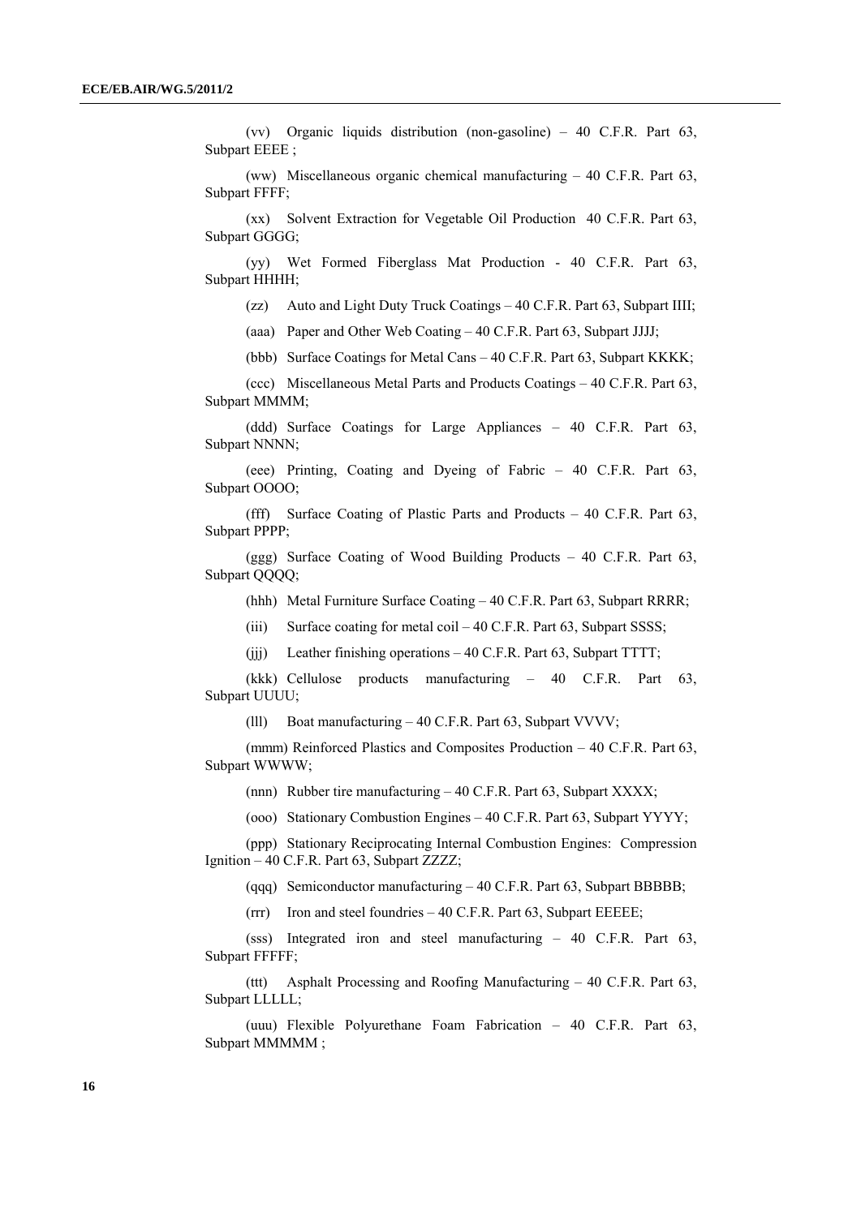(vv) Organic liquids distribution (non-gasoline) – 40 C.F.R. Part 63, Subpart EEEE ;

(ww) Miscellaneous organic chemical manufacturing – 40 C.F.R. Part 63, Subpart FFFF;

(xx) Solvent Extraction for Vegetable Oil Production 40 C.F.R. Part 63, Subpart GGGG;

(yy) Wet Formed Fiberglass Mat Production - 40 C.F.R. Part 63, Subpart HHHH;

(zz) Auto and Light Duty Truck Coatings – 40 C.F.R. Part 63, Subpart IIII;

(aaa) Paper and Other Web Coating – 40 C.F.R. Part 63, Subpart JJJJ;

(bbb) Surface Coatings for Metal Cans – 40 C.F.R. Part 63, Subpart KKKK;

(ccc) Miscellaneous Metal Parts and Products Coatings – 40 C.F.R. Part 63, Subpart MMMM;

(ddd) Surface Coatings for Large Appliances – 40 C.F.R. Part 63, Subpart NNNN;

(eee) Printing, Coating and Dyeing of Fabric – 40 C.F.R. Part 63, Subpart OOOO;

(fff) Surface Coating of Plastic Parts and Products – 40 C.F.R. Part 63, Subpart PPPP;

(ggg) Surface Coating of Wood Building Products – 40 C.F.R. Part 63, Subpart QQQQ;

(hhh) Metal Furniture Surface Coating – 40 C.F.R. Part 63, Subpart RRRR;

(iii) Surface coating for metal coil – 40 C.F.R. Part 63, Subpart SSSS;

(jjj) Leather finishing operations – 40 C.F.R. Part 63, Subpart TTTT;

(kkk) Cellulose products manufacturing – 40 C.F.R. Part 63, Subpart UUUU;

(lll) Boat manufacturing – 40 C.F.R. Part 63, Subpart VVVV;

(mmm) Reinforced Plastics and Composites Production – 40 C.F.R. Part 63, Subpart WWWW;

(nnn) Rubber tire manufacturing – 40 C.F.R. Part 63, Subpart XXXX;

(ooo) Stationary Combustion Engines – 40 C.F.R. Part 63, Subpart YYYY;

(ppp) Stationary Reciprocating Internal Combustion Engines: Compression Ignition – 40 C.F.R. Part 63, Subpart ZZZZ;

(qqq) Semiconductor manufacturing – 40 C.F.R. Part 63, Subpart BBBBB;

(rrr) Iron and steel foundries – 40 C.F.R. Part 63, Subpart EEEEE;

(sss) Integrated iron and steel manufacturing – 40 C.F.R. Part 63, Subpart FFFFF;

(ttt) Asphalt Processing and Roofing Manufacturing – 40 C.F.R. Part 63, Subpart LLLLL;

(uuu) Flexible Polyurethane Foam Fabrication – 40 C.F.R. Part 63, Subpart MMMMM ;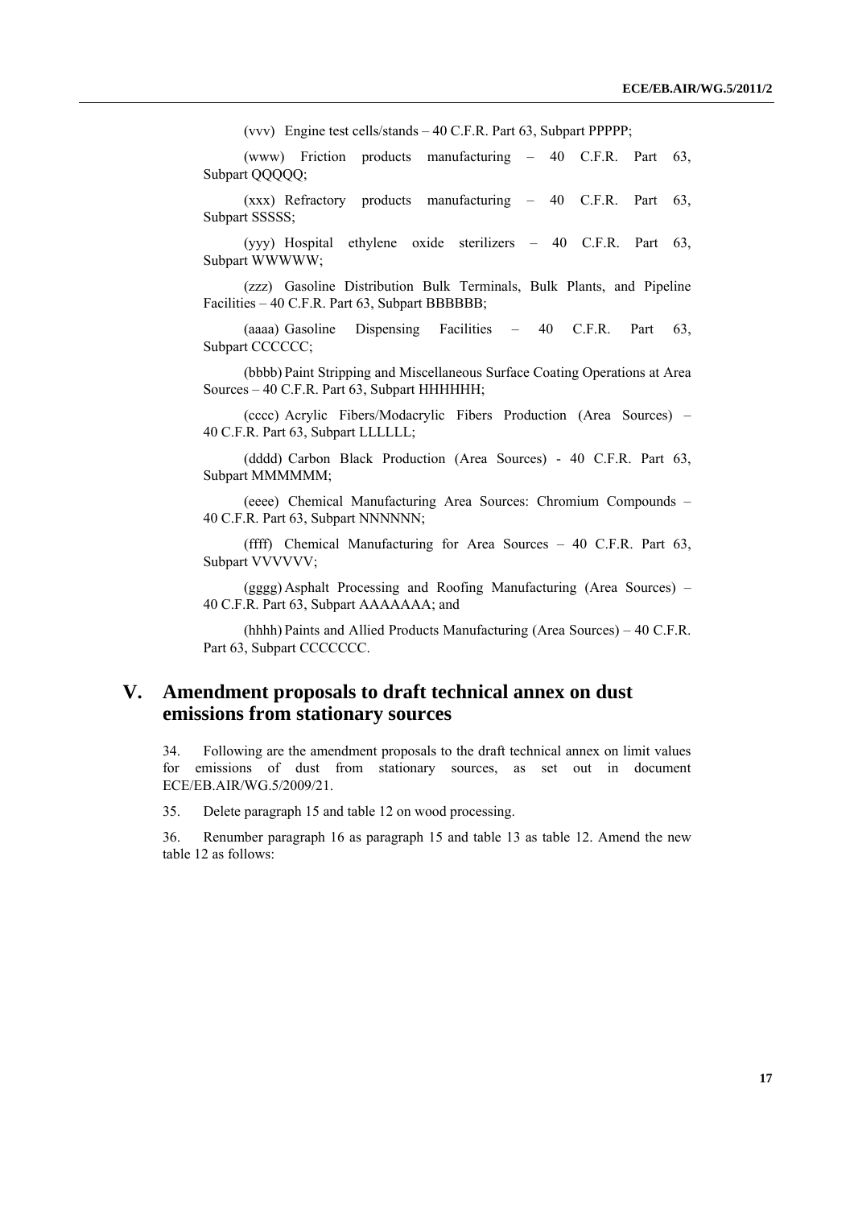(vvv) Engine test cells/stands – 40 C.F.R. Part 63, Subpart PPPPP;

(www) Friction products manufacturing – 40 C.F.R. Part 63, Subpart QQQQQ;

(xxx) Refractory products manufacturing – 40 C.F.R. Part 63, Subpart SSSSS;

(yyy) Hospital ethylene oxide sterilizers – 40 C.F.R. Part 63, Subpart WWWWW;

(zzz) Gasoline Distribution Bulk Terminals, Bulk Plants, and Pipeline Facilities – 40 C.F.R. Part 63, Subpart BBBBBB;

(aaaa) Gasoline Dispensing Facilities – 40 C.F.R. Part 63, Subpart CCCCCC;

(bbbb) Paint Stripping and Miscellaneous Surface Coating Operations at Area Sources – 40 C.F.R. Part 63, Subpart HHHHHH;

(cccc) Acrylic Fibers/Modacrylic Fibers Production (Area Sources) – 40 C.F.R. Part 63, Subpart LLLLLL;

(dddd) Carbon Black Production (Area Sources) - 40 C.F.R. Part 63, Subpart MMMMMM;

(eeee) Chemical Manufacturing Area Sources: Chromium Compounds – 40 C.F.R. Part 63, Subpart NNNNNN;

(ffff) Chemical Manufacturing for Area Sources – 40 C.F.R. Part 63, Subpart VVVVVV;

(gggg) Asphalt Processing and Roofing Manufacturing (Area Sources) – 40 C.F.R. Part 63, Subpart AAAAAAA; and

(hhhh) Paints and Allied Products Manufacturing (Area Sources) – 40 C.F.R. Part 63, Subpart CCCCCCC.

## V. Amendment proposals to draft technical annex on dust emissions from stationary sources

34. Following are the amendment proposals to the draft technical annex on limit values for emissions of dust from stationary sources, as set out in document ECE/EB.AIR/WG.5/2009/21.

35. Delete paragraph 15 and table 12 on wood processing.

36. Renumber paragraph 16 as paragraph 15 and table 13 as table 12. Amend the new table 12 as follows: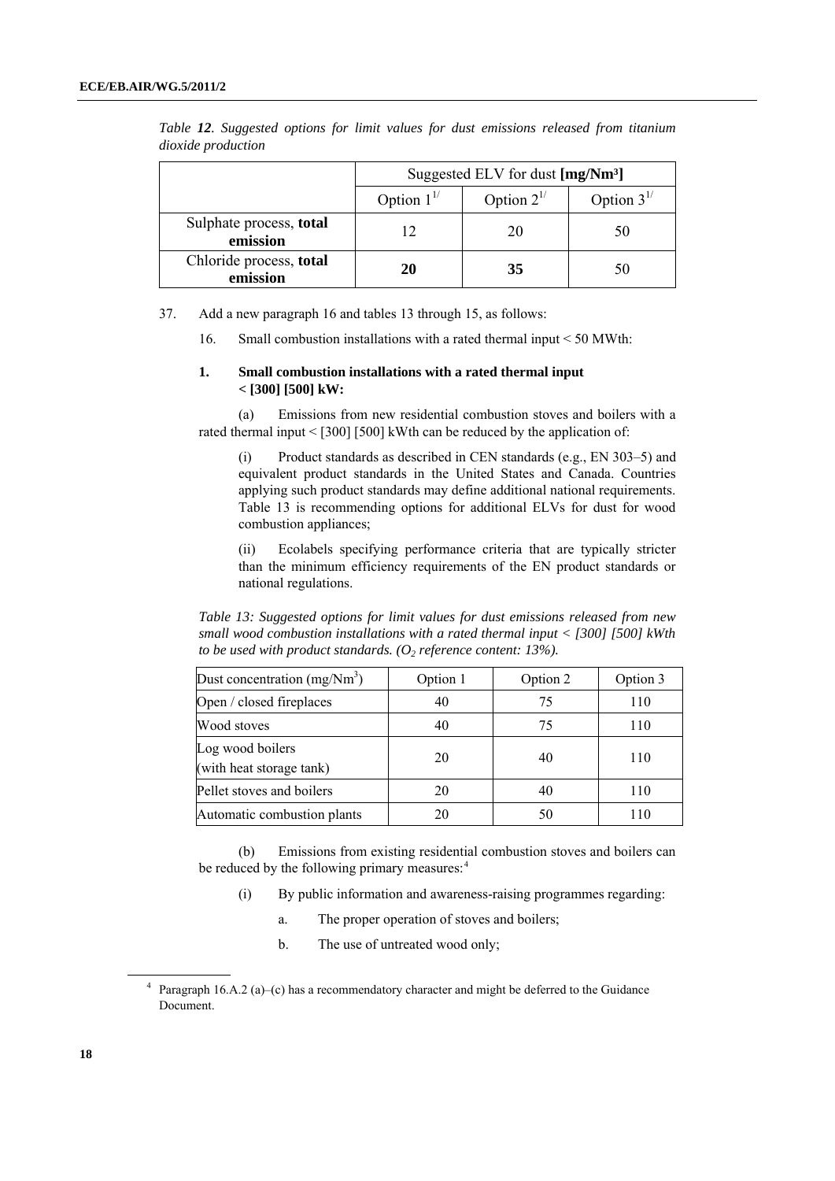*Table **12**. Suggested options for limit values for dust emissions released from titanium dioxide production*

| | Suggested ELV for dust **[mg/Nm³]** | | |
|---|---|---|---|
| | Option 1[1/] | Option 2[1/] | Option 3[1/] |
| Sulphate process, **total emission** | 12 | 20 | 50 |
| Chloride process, **total emission** | **20** | **35** | 50 |

37. Add a new paragraph 16 and tables 13 through 15, as follows:

16. Small combustion installations with a rated thermal input < 50 MWth:

**1. Small combustion installations with a rated thermal input < [300] [500] kW:**

(a) Emissions from new residential combustion stoves and boilers with a rated thermal input < [300] [500] kWth can be reduced by the application of:

(i) Product standards as described in CEN standards (e.g., EN 303–5) and equivalent product standards in the United States and Canada. Countries applying such product standards may define additional national requirements. Table 13 is recommending options for additional ELVs for dust for wood combustion appliances;

(ii) Ecolabels specifying performance criteria that are typically stricter than the minimum efficiency requirements of the EN product standards or national regulations.

*Table 13: Suggested options for limit values for dust emissions released from new small wood combustion installations with a rated thermal input < [300] [500] kWth to be used with product standards. ($O_2$ reference content: 13%).*

| Dust concentration (mg/Nm$^3$) | Option 1 | Option 2 | Option 3 |
|---|---|---|---|
| Open / closed fireplaces | 40 | 75 | 110 |
| Wood stoves | 40 | 75 | 110 |
| Log wood boilers (with heat storage tank) | 20 | 40 | 110 |
| Pellet stoves and boilers | 20 | 40 | 110 |
| Automatic combustion plants | 20 | 50 | 110 |

(b) Emissions from existing residential combustion stoves and boilers can be reduced by the following primary measures:[4]

(i) By public information and awareness-raising programmes regarding:

a. The proper operation of stoves and boilers;

b. The use of untreated wood only;

[4] Paragraph 16.A.2 (a)–(c) has a recommendatory character and might be deferred to the Guidance Document.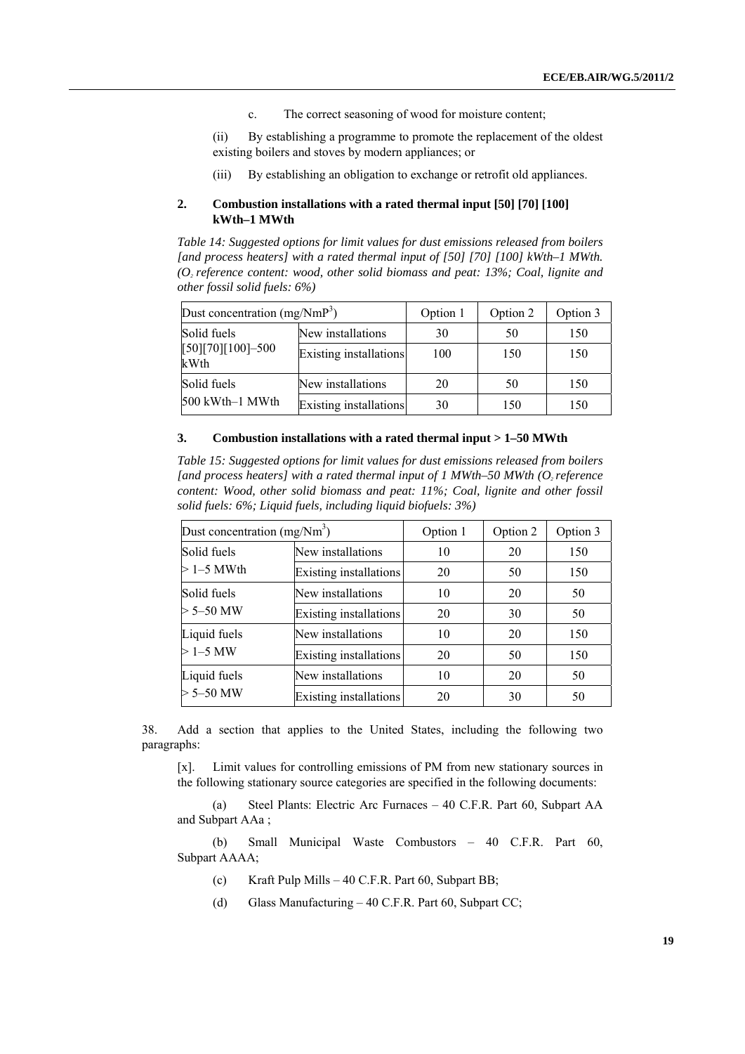c. The correct seasoning of wood for moisture content;

(ii) By establishing a programme to promote the replacement of the oldest existing boilers and stoves by modern appliances; or

(iii) By establishing an obligation to exchange or retrofit old appliances.

### 2. Combustion installations with a rated thermal input [50] [70] [100] kWth–1 MWth

*Table 14: Suggested options for limit values for dust emissions released from boilers [and process heaters] with a rated thermal input of [50] [70] [100] kWth–1 MWth. ($O_2$ reference content: wood, other solid biomass and peat: 13%; Coal, lignite and other fossil solid fuels: 6%)*

| Dust concentration (mg/NmP$^3$) | | Option 1 | Option 2 | Option 3 |
|---|---|---|---|---|
| Solid fuels [50][70][100]–500 kWth | New installations | 30 | 50 | 150 |
| | Existing installations | 100 | 150 | 150 |
| Solid fuels 500 kWth–1 MWth | New installations | 20 | 50 | 150 |
| | Existing installations | 30 | 150 | 150 |

### 3. Combustion installations with a rated thermal input > 1–50 MWth

*Table 15: Suggested options for limit values for dust emissions released from boilers [and process heaters] with a rated thermal input of 1 MWth–50 MWth ($O_2$ reference content: Wood, other solid biomass and peat: 11%; Coal, lignite and other fossil solid fuels: 6%; Liquid fuels, including liquid biofuels: 3%)*

| Dust concentration (mg/Nm$^3$) | | Option 1 | Option 2 | Option 3 |
|---|---|---|---|---|
| Solid fuels > 1–5 MWth | New installations | 10 | 20 | 150 |
| | Existing installations | 20 | 50 | 150 |
| Solid fuels > 5–50 MW | New installations | 10 | 20 | 50 |
| | Existing installations | 20 | 30 | 50 |
| Liquid fuels > 1–5 MW | New installations | 10 | 20 | 150 |
| | Existing installations | 20 | 50 | 150 |
| Liquid fuels > 5–50 MW | New installations | 10 | 20 | 50 |
| | Existing installations | 20 | 30 | 50 |

38. Add a section that applies to the United States, including the following two paragraphs:

[x]. Limit values for controlling emissions of PM from new stationary sources in the following stationary source categories are specified in the following documents:

(a) Steel Plants: Electric Arc Furnaces – 40 C.F.R. Part 60, Subpart AA and Subpart AAa ;

(b) Small Municipal Waste Combustors – 40 C.F.R. Part 60, Subpart AAAA;

(c) Kraft Pulp Mills – 40 C.F.R. Part 60, Subpart BB;

(d) Glass Manufacturing – 40 C.F.R. Part 60, Subpart CC;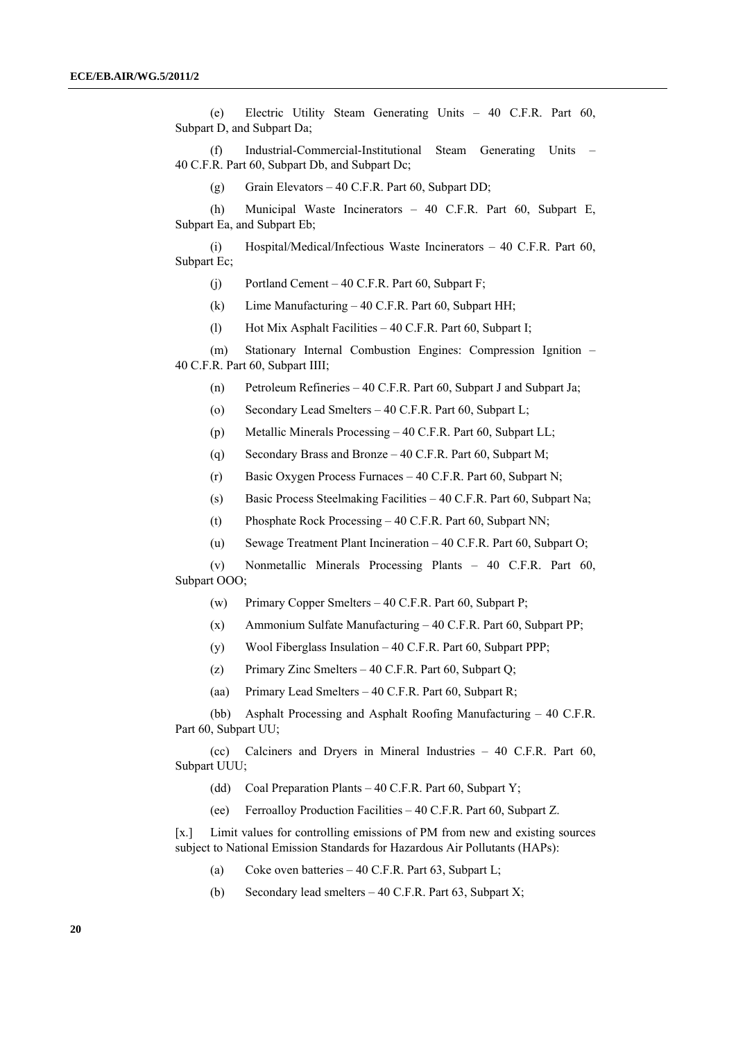(e) Electric Utility Steam Generating Units – 40 C.F.R. Part 60, Subpart D, and Subpart Da;

(f) Industrial-Commercial-Institutional Steam Generating Units – 40 C.F.R. Part 60, Subpart Db, and Subpart Dc;

(g) Grain Elevators – 40 C.F.R. Part 60, Subpart DD;

(h) Municipal Waste Incinerators – 40 C.F.R. Part 60, Subpart E, Subpart Ea, and Subpart Eb;

(i) Hospital/Medical/Infectious Waste Incinerators – 40 C.F.R. Part 60, Subpart Ec;

(j) Portland Cement – 40 C.F.R. Part 60, Subpart F;

(k) Lime Manufacturing – 40 C.F.R. Part 60, Subpart HH;

(l) Hot Mix Asphalt Facilities – 40 C.F.R. Part 60, Subpart I;

(m) Stationary Internal Combustion Engines: Compression Ignition – 40 C.F.R. Part 60, Subpart IIII;

(n) Petroleum Refineries – 40 C.F.R. Part 60, Subpart J and Subpart Ja;

(o) Secondary Lead Smelters – 40 C.F.R. Part 60, Subpart L;

(p) Metallic Minerals Processing – 40 C.F.R. Part 60, Subpart LL;

(q) Secondary Brass and Bronze – 40 C.F.R. Part 60, Subpart M;

(r) Basic Oxygen Process Furnaces – 40 C.F.R. Part 60, Subpart N;

(s) Basic Process Steelmaking Facilities – 40 C.F.R. Part 60, Subpart Na;

(t) Phosphate Rock Processing – 40 C.F.R. Part 60, Subpart NN;

(u) Sewage Treatment Plant Incineration – 40 C.F.R. Part 60, Subpart O;

(v) Nonmetallic Minerals Processing Plants – 40 C.F.R. Part 60, Subpart OOO;

(w) Primary Copper Smelters – 40 C.F.R. Part 60, Subpart P;

(x) Ammonium Sulfate Manufacturing – 40 C.F.R. Part 60, Subpart PP;

(y) Wool Fiberglass Insulation – 40 C.F.R. Part 60, Subpart PPP;

(z) Primary Zinc Smelters – 40 C.F.R. Part 60, Subpart Q;

(aa) Primary Lead Smelters – 40 C.F.R. Part 60, Subpart R;

(bb) Asphalt Processing and Asphalt Roofing Manufacturing – 40 C.F.R. Part 60, Subpart UU;

(cc) Calciners and Dryers in Mineral Industries – 40 C.F.R. Part 60, Subpart UUU;

(dd) Coal Preparation Plants – 40 C.F.R. Part 60, Subpart Y;

(ee) Ferroalloy Production Facilities – 40 C.F.R. Part 60, Subpart Z.

[x.] Limit values for controlling emissions of PM from new and existing sources subject to National Emission Standards for Hazardous Air Pollutants (HAPs):

(a) Coke oven batteries – 40 C.F.R. Part 63, Subpart L;

(b) Secondary lead smelters – 40 C.F.R. Part 63, Subpart X;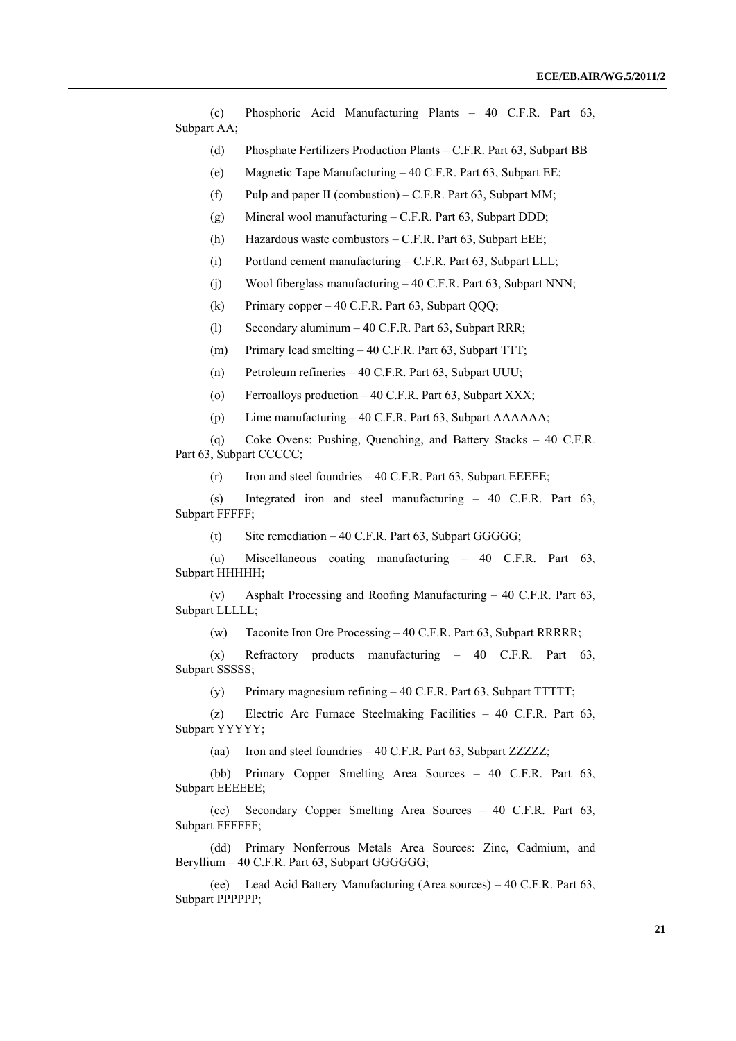(c) Phosphoric Acid Manufacturing Plants – 40 C.F.R. Part 63, Subpart AA;

(d) Phosphate Fertilizers Production Plants – C.F.R. Part 63, Subpart BB

(e) Magnetic Tape Manufacturing – 40 C.F.R. Part 63, Subpart EE;

(f) Pulp and paper II (combustion) – C.F.R. Part 63, Subpart MM;

(g) Mineral wool manufacturing – C.F.R. Part 63, Subpart DDD;

(h) Hazardous waste combustors – C.F.R. Part 63, Subpart EEE;

(i) Portland cement manufacturing – C.F.R. Part 63, Subpart LLL;

(j) Wool fiberglass manufacturing – 40 C.F.R. Part 63, Subpart NNN;

(k) Primary copper – 40 C.F.R. Part 63, Subpart QQQ;

(l) Secondary aluminum – 40 C.F.R. Part 63, Subpart RRR;

(m) Primary lead smelting – 40 C.F.R. Part 63, Subpart TTT;

(n) Petroleum refineries – 40 C.F.R. Part 63, Subpart UUU;

(o) Ferroalloys production – 40 C.F.R. Part 63, Subpart XXX;

(p) Lime manufacturing – 40 C.F.R. Part 63, Subpart AAAAAA;

(q) Coke Ovens: Pushing, Quenching, and Battery Stacks – 40 C.F.R. Part 63, Subpart CCCCC;

(r) Iron and steel foundries – 40 C.F.R. Part 63, Subpart EEEEE;

(s) Integrated iron and steel manufacturing – 40 C.F.R. Part 63, Subpart FFFFF;

(t) Site remediation – 40 C.F.R. Part 63, Subpart GGGGG;

(u) Miscellaneous coating manufacturing – 40 C.F.R. Part 63, Subpart HHHHH;

(v) Asphalt Processing and Roofing Manufacturing – 40 C.F.R. Part 63, Subpart LLLLL;

(w) Taconite Iron Ore Processing – 40 C.F.R. Part 63, Subpart RRRRR;

(x) Refractory products manufacturing – 40 C.F.R. Part 63, Subpart SSSSS;

(y) Primary magnesium refining – 40 C.F.R. Part 63, Subpart TTTTT;

(z) Electric Arc Furnace Steelmaking Facilities – 40 C.F.R. Part 63, Subpart YYYYY;

(aa) Iron and steel foundries – 40 C.F.R. Part 63, Subpart ZZZZZ;

(bb) Primary Copper Smelting Area Sources – 40 C.F.R. Part 63, Subpart EEEEEE;

(cc) Secondary Copper Smelting Area Sources – 40 C.F.R. Part 63, Subpart FFFFFF;

(dd) Primary Nonferrous Metals Area Sources: Zinc, Cadmium, and Beryllium – 40 C.F.R. Part 63, Subpart GGGGGG;

(ee) Lead Acid Battery Manufacturing (Area sources) – 40 C.F.R. Part 63, Subpart PPPPPP;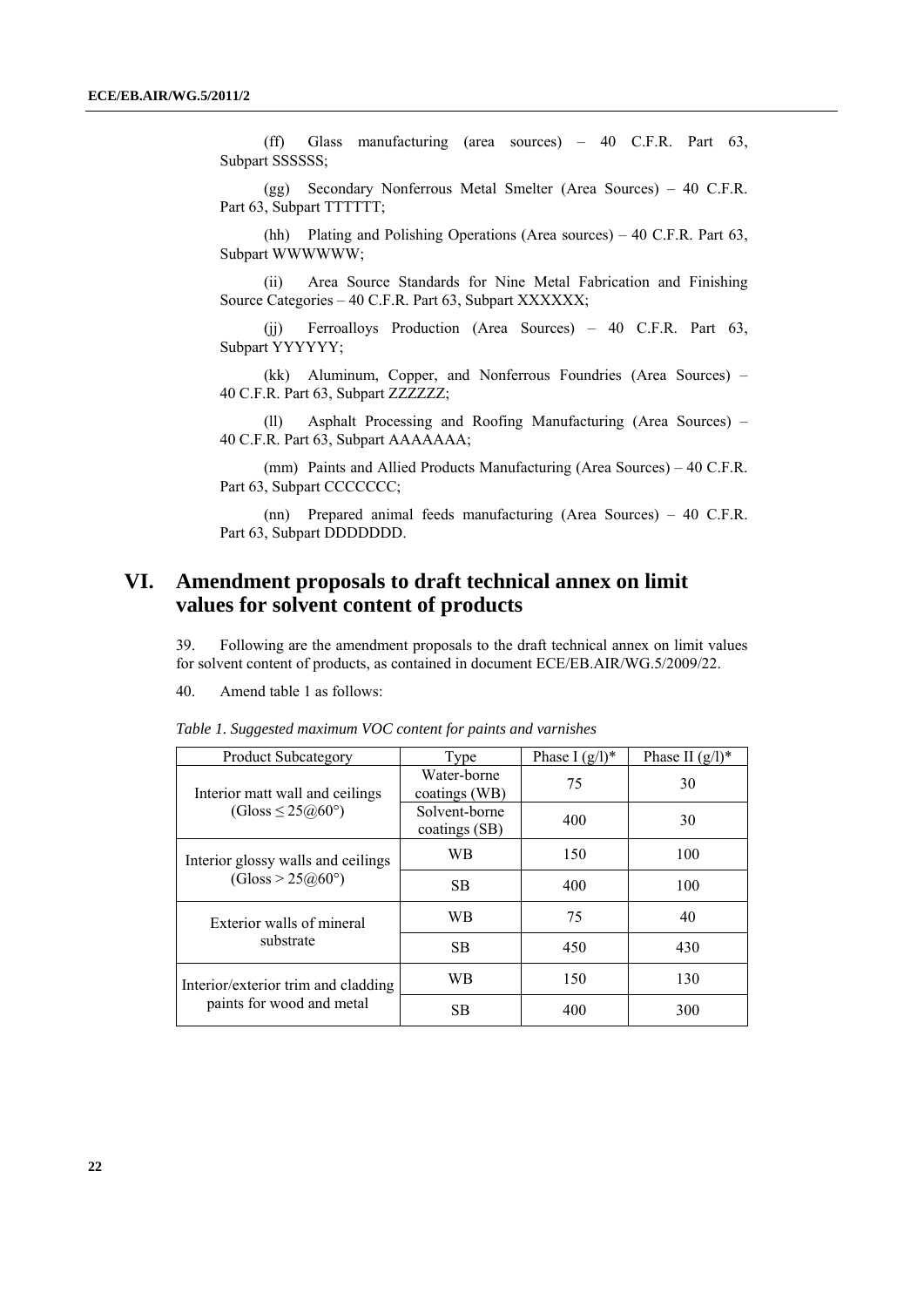(ff) Glass manufacturing (area sources) – 40 C.F.R. Part 63, Subpart SSSSSS;

(gg) Secondary Nonferrous Metal Smelter (Area Sources) – 40 C.F.R. Part 63, Subpart TTTTTT;

(hh) Plating and Polishing Operations (Area sources) – 40 C.F.R. Part 63, Subpart WWWWWW;

(ii) Area Source Standards for Nine Metal Fabrication and Finishing Source Categories – 40 C.F.R. Part 63, Subpart XXXXXX;

(jj) Ferroalloys Production (Area Sources) – 40 C.F.R. Part 63, Subpart YYYYYY;

(kk) Aluminum, Copper, and Nonferrous Foundries (Area Sources) – 40 C.F.R. Part 63, Subpart ZZZZZZ;

(ll) Asphalt Processing and Roofing Manufacturing (Area Sources) – 40 C.F.R. Part 63, Subpart AAAAAAA;

(mm) Paints and Allied Products Manufacturing (Area Sources) – 40 C.F.R. Part 63, Subpart CCCCCCC;

(nn) Prepared animal feeds manufacturing (Area Sources) – 40 C.F.R. Part 63, Subpart DDDDDDD.

# VI. Amendment proposals to draft technical annex on limit values for solvent content of products

39. Following are the amendment proposals to the draft technical annex on limit values for solvent content of products, as contained in document ECE/EB.AIR/WG.5/2009/22.

40. Amend table 1 as follows:

*Table 1. Suggested maximum VOC content for paints and varnishes*

| Product Subcategory | Type | Phase I (g/l)* | Phase II (g/l)* |
|---|---|---|---|
| Interior matt wall and ceilings (Gloss ≤ 25@60°) | Water-borne coatings (WB) | 75 | 30 |
| | Solvent-borne coatings (SB) | 400 | 30 |
| Interior glossy walls and ceilings (Gloss > 25@60°) | WB | 150 | 100 |
| | SB | 400 | 100 |
| Exterior walls of mineral substrate | WB | 75 | 40 |
| | SB | 450 | 430 |
| Interior/exterior trim and cladding paints for wood and metal | WB | 150 | 130 |
| | SB | 400 | 300 |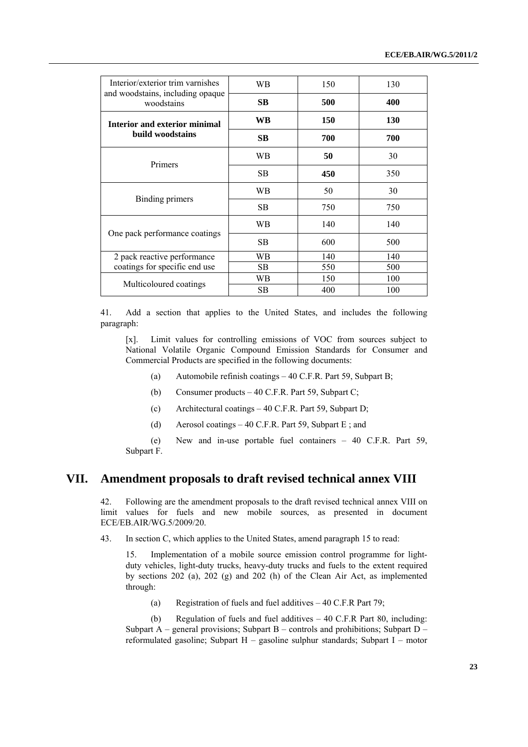| | | | |
|---|---|---|---|
| Interior/exterior trim varnishes and woodstains, including opaque woodstains | WB | 150 | 130 |
| | **SB** | **500** | **400** |
| **Interior and exterior minimal build woodstains** | **WB** | **150** | **130** |
| | **SB** | **700** | **700** |
| Primers | WB | **50** | 30 |
| | SB | **450** | 350 |
| Binding primers | WB | 50 | 30 |
| | SB | 750 | 750 |
| One pack performance coatings | WB | 140 | 140 |
| | SB | 600 | 500 |
| 2 pack reactive performance coatings for specific end use | WB | 140 | 140 |
| | SB | 550 | 500 |
| Multicoloured coatings | WB | 150 | 100 |
| | SB | 400 | 100 |

41. Add a section that applies to the United States, and includes the following paragraph:

[x]. Limit values for controlling emissions of VOC from sources subject to National Volatile Organic Compound Emission Standards for Consumer and Commercial Products are specified in the following documents:

(a) Automobile refinish coatings – 40 C.F.R. Part 59, Subpart B;

(b) Consumer products – 40 C.F.R. Part 59, Subpart C;

(c) Architectural coatings – 40 C.F.R. Part 59, Subpart D;

(d) Aerosol coatings – 40 C.F.R. Part 59, Subpart E ; and

(e) New and in-use portable fuel containers – 40 C.F.R. Part 59, Subpart F.

## VII. Amendment proposals to draft revised technical annex VIII

42. Following are the amendment proposals to the draft revised technical annex VIII on limit values for fuels and new mobile sources, as presented in document ECE/EB.AIR/WG.5/2009/20.

43. In section C, which applies to the United States, amend paragraph 15 to read:

15. Implementation of a mobile source emission control programme for light-duty vehicles, light-duty trucks, heavy-duty trucks and fuels to the extent required by sections 202 (a), 202 (g) and 202 (h) of the Clean Air Act, as implemented through:

(a) Registration of fuels and fuel additives – 40 C.F.R Part 79;

(b) Regulation of fuels and fuel additives – 40 C.F.R Part 80, including: Subpart A – general provisions; Subpart B – controls and prohibitions; Subpart D – reformulated gasoline; Subpart H – gasoline sulphur standards; Subpart I – motor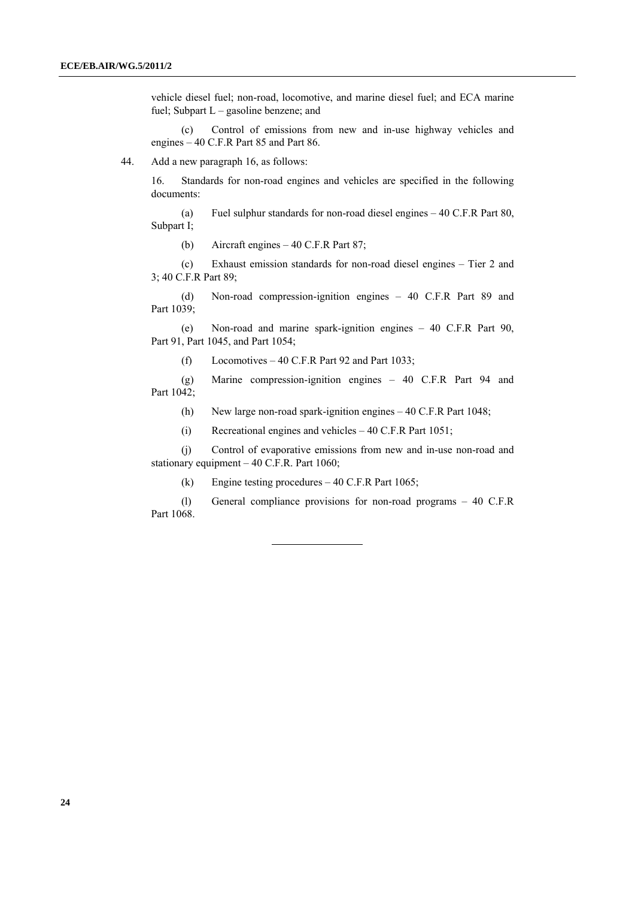vehicle diesel fuel; non-road, locomotive, and marine diesel fuel; and ECA marine fuel; Subpart L – gasoline benzene; and

(c) Control of emissions from new and in-use highway vehicles and engines – 40 C.F.R Part 85 and Part 86.

44. Add a new paragraph 16, as follows:

16. Standards for non-road engines and vehicles are specified in the following documents:

(a) Fuel sulphur standards for non-road diesel engines – 40 C.F.R Part 80, Subpart I;

(b) Aircraft engines – 40 C.F.R Part 87;

(c) Exhaust emission standards for non-road diesel engines – Tier 2 and 3; 40 C.F.R Part 89;

(d) Non-road compression-ignition engines – 40 C.F.R Part 89 and Part 1039;

(e) Non-road and marine spark-ignition engines – 40 C.F.R Part 90, Part 91, Part 1045, and Part 1054;

(f) Locomotives – 40 C.F.R Part 92 and Part 1033;

(g) Marine compression-ignition engines – 40 C.F.R Part 94 and Part 1042;

(h) New large non-road spark-ignition engines – 40 C.F.R Part 1048;

(i) Recreational engines and vehicles – 40 C.F.R Part 1051;

(j) Control of evaporative emissions from new and in-use non-road and stationary equipment – 40 C.F.R. Part 1060;

(k) Engine testing procedures – 40 C.F.R Part 1065;

(l) General compliance provisions for non-road programs – 40 C.F.R Part 1068.